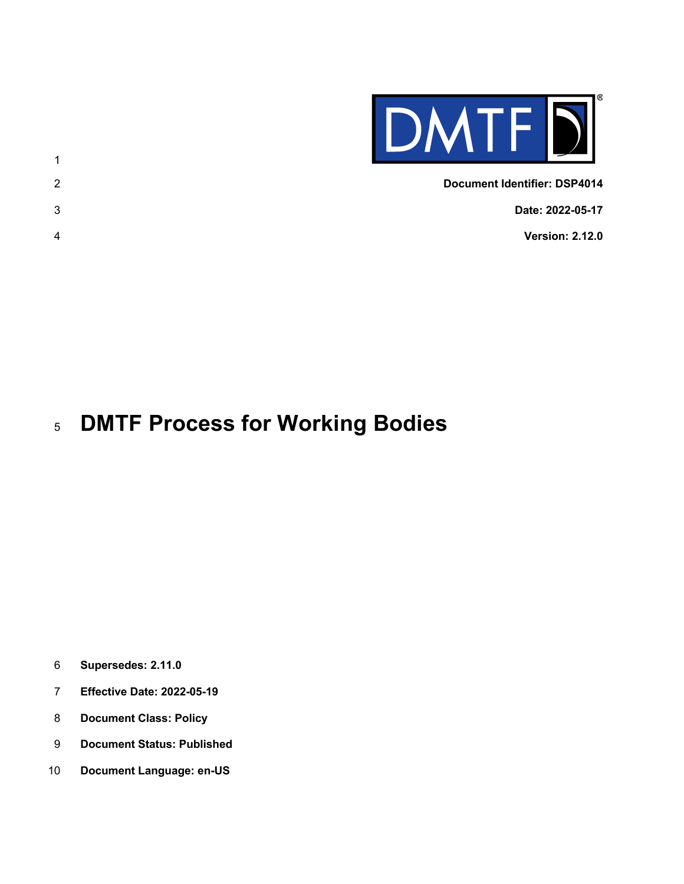Document Identifier: DSP4014

Date: 2022-05-17

Version: 2.12.0

# DMTF Process for Working Bodies

**Supersedes: 2.11.0**

**Effective Date: 2022-05-19**

**Document Class: Policy**

**Document Status: Published**

**Document Language: en-US**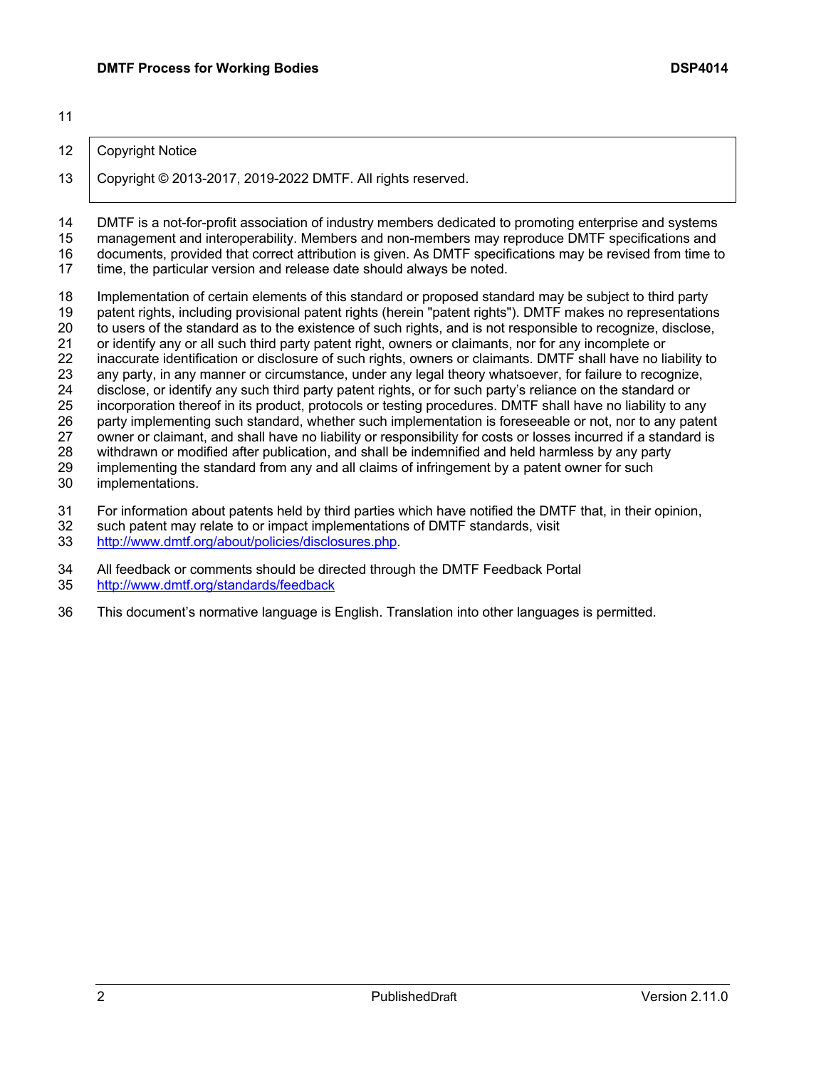Copyright Notice

Copyright © 2013-2017, 2019-2022 DMTF. All rights reserved.

DMTF is a not-for-profit association of industry members dedicated to promoting enterprise and systems management and interoperability. Members and non-members may reproduce DMTF specifications and documents, provided that correct attribution is given. As DMTF specifications may be revised from time to time, the particular version and release date should always be noted.

Implementation of certain elements of this standard or proposed standard may be subject to third party patent rights, including provisional patent rights (herein "patent rights"). DMTF makes no representations to users of the standard as to the existence of such rights, and is not responsible to recognize, disclose, or identify any or all such third party patent right, owners or claimants, nor for any incomplete or inaccurate identification or disclosure of such rights, owners or claimants. DMTF shall have no liability to any party, in any manner or circumstance, under any legal theory whatsoever, for failure to recognize, disclose, or identify any such third party patent rights, or for such party's reliance on the standard or incorporation thereof in its product, protocols or testing procedures. DMTF shall have no liability to any party implementing such standard, whether such implementation is foreseeable or not, nor to any patent owner or claimant, and shall have no liability or responsibility for costs or losses incurred if a standard is withdrawn or modified after publication, and shall be indemnified and held harmless by any party implementing the standard from any and all claims of infringement by a patent owner for such implementations.

For information about patents held by third parties which have notified the DMTF that, in their opinion, such patent may relate to or impact implementations of DMTF standards, visit http://www.dmtf.org/about/policies/disclosures.php.

All feedback or comments should be directed through the DMTF Feedback Portal http://www.dmtf.org/standards/feedback

This document's normative language is English. Translation into other languages is permitted.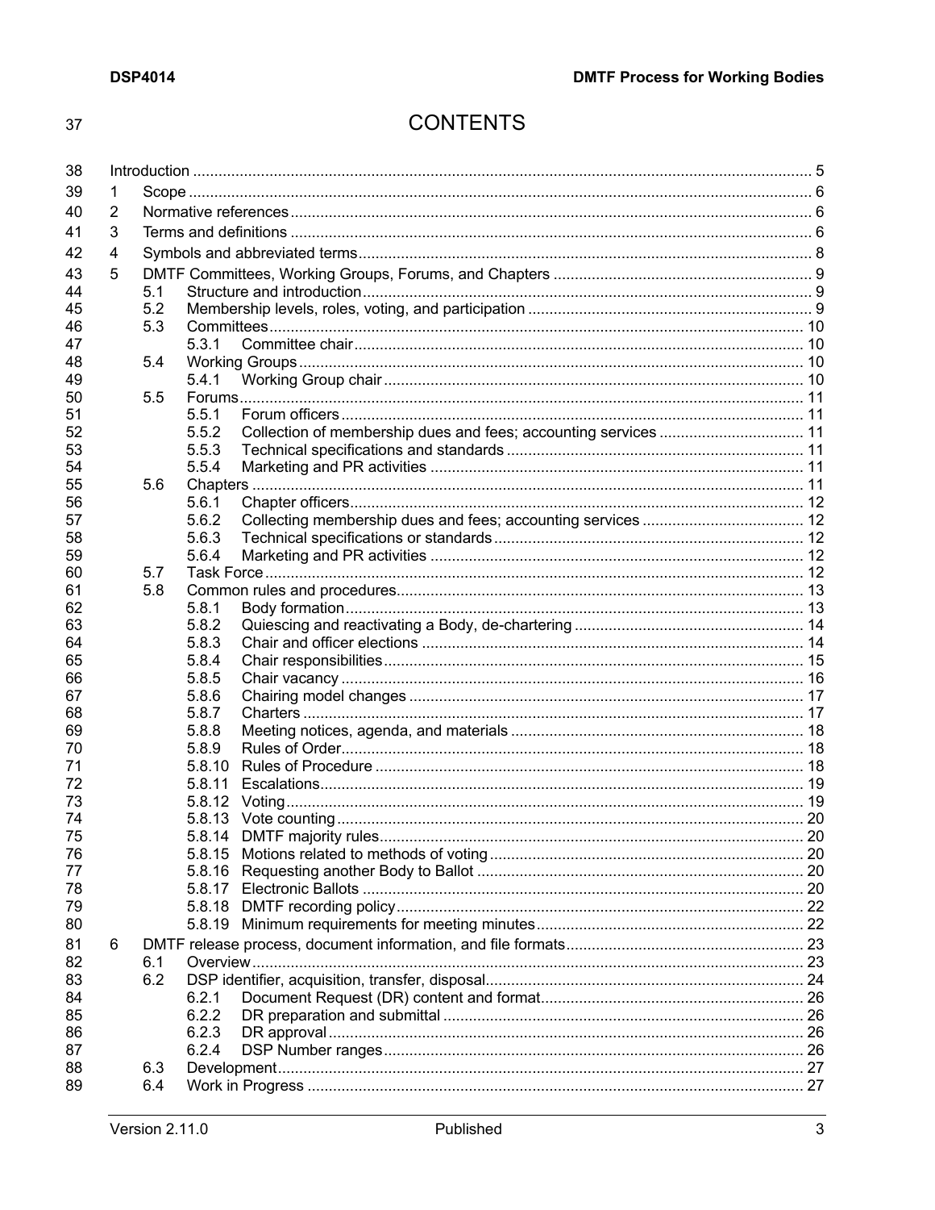# CONTENTS

- Introduction ... 5
- 1 Scope ... 6
- 2 Normative references ... 6
- 3 Terms and definitions ... 6
- 4 Symbols and abbreviated terms ... 8
- 5 DMTF Committees, Working Groups, Forums, and Chapters ... 9
  - 5.1 Structure and introduction ... 9
  - 5.2 Membership levels, roles, voting, and participation ... 9
  - 5.3 Committees ... 10
    - 5.3.1 Committee chair ... 10
  - 5.4 Working Groups ... 10
    - 5.4.1 Working Group chair ... 10
  - 5.5 Forums ... 11
    - 5.5.1 Forum officers ... 11
    - 5.5.2 Collection of membership dues and fees; accounting services ... 11
    - 5.5.3 Technical specifications and standards ... 11
    - 5.5.4 Marketing and PR activities ... 11
  - 5.6 Chapters ... 11
    - 5.6.1 Chapter officers ... 12
    - 5.6.2 Collecting membership dues and fees; accounting services ... 12
    - 5.6.3 Technical specifications or standards ... 12
    - 5.6.4 Marketing and PR activities ... 12
  - 5.7 Task Force ... 12
  - 5.8 Common rules and procedures ... 13
    - 5.8.1 Body formation ... 13
    - 5.8.2 Quiescing and reactivating a Body, de-chartering ... 14
    - 5.8.3 Chair and officer elections ... 14
    - 5.8.4 Chair responsibilities ... 15
    - 5.8.5 Chair vacancy ... 16
    - 5.8.6 Chairing model changes ... 17
    - 5.8.7 Charters ... 17
    - 5.8.8 Meeting notices, agenda, and materials ... 18
    - 5.8.9 Rules of Order ... 18
    - 5.8.10 Rules of Procedure ... 18
    - 5.8.11 Escalations ... 19
    - 5.8.12 Voting ... 19
    - 5.8.13 Vote counting ... 20
    - 5.8.14 DMTF majority rules ... 20
    - 5.8.15 Motions related to methods of voting ... 20
    - 5.8.16 Requesting another Body to Ballot ... 20
    - 5.8.17 Electronic Ballots ... 20
    - 5.8.18 DMTF recording policy ... 22
    - 5.8.19 Minimum requirements for meeting minutes ... 22
- 6 DMTF release process, document information, and file formats ... 23
  - 6.1 Overview ... 23
  - 6.2 DSP identifier, acquisition, transfer, disposal ... 24
    - 6.2.1 Document Request (DR) content and format ... 26
    - 6.2.2 DR preparation and submittal ... 26
    - 6.2.3 DR approval ... 26
    - 6.2.4 DSP Number ranges ... 26
  - 6.3 Development ... 27
  - 6.4 Work in Progress ... 27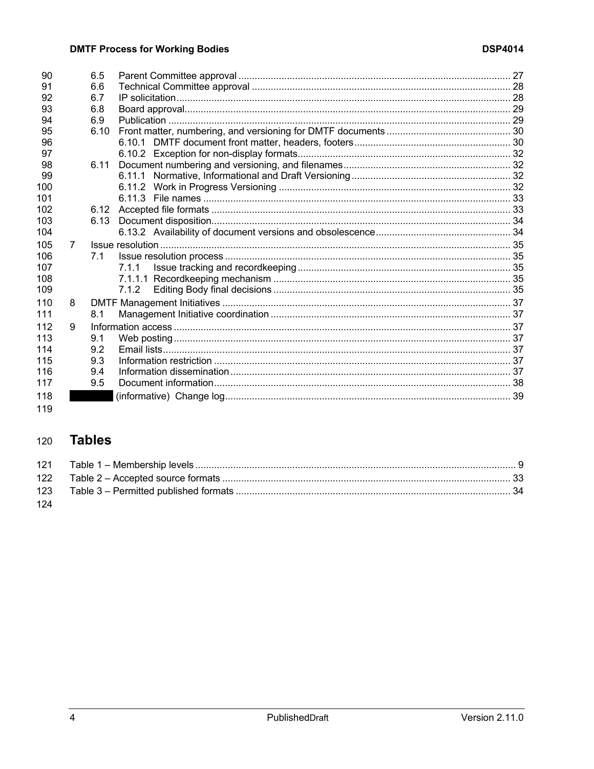6.5 Parent Committee approval ... 27
6.6 Technical Committee approval ... 28
6.7 IP solicitation ... 28
6.8 Board approval ... 29
6.9 Publication ... 29
6.10 Front matter, numbering, and versioning for DMTF documents ... 30
6.10.1 DMTF document front matter, headers, footers ... 30
6.10.2 Exception for non-display formats ... 32
6.11 Document numbering and versioning, and filenames ... 32
6.11.1 Normative, Informational and Draft Versioning ... 32
6.11.2 Work in Progress Versioning ... 32
6.11.3 File names ... 33
6.12 Accepted file formats ... 33
6.13 Document disposition ... 34
6.13.2 Availability of document versions and obsolescence ... 34
7 Issue resolution ... 35
7.1 Issue resolution process ... 35
7.1.1 Issue tracking and recordkeeping ... 35
7.1.1.1 Recordkeeping mechanism ... 35
7.1.2 Editing Body final decisions ... 35
8 DMTF Management Initiatives ... 37
8.1 Management Initiative coordination ... 37
9 Information access ... 37
9.1 Web posting ... 37
9.2 Email lists ... 37
9.3 Information restriction ... 37
9.4 Information dissemination ... 37
9.5 Document information ... 38
(informative) Change log ... 39

# Tables

Table 1 – Membership levels ... 9
Table 2 – Accepted source formats ... 33
Table 3 – Permitted published formats ... 34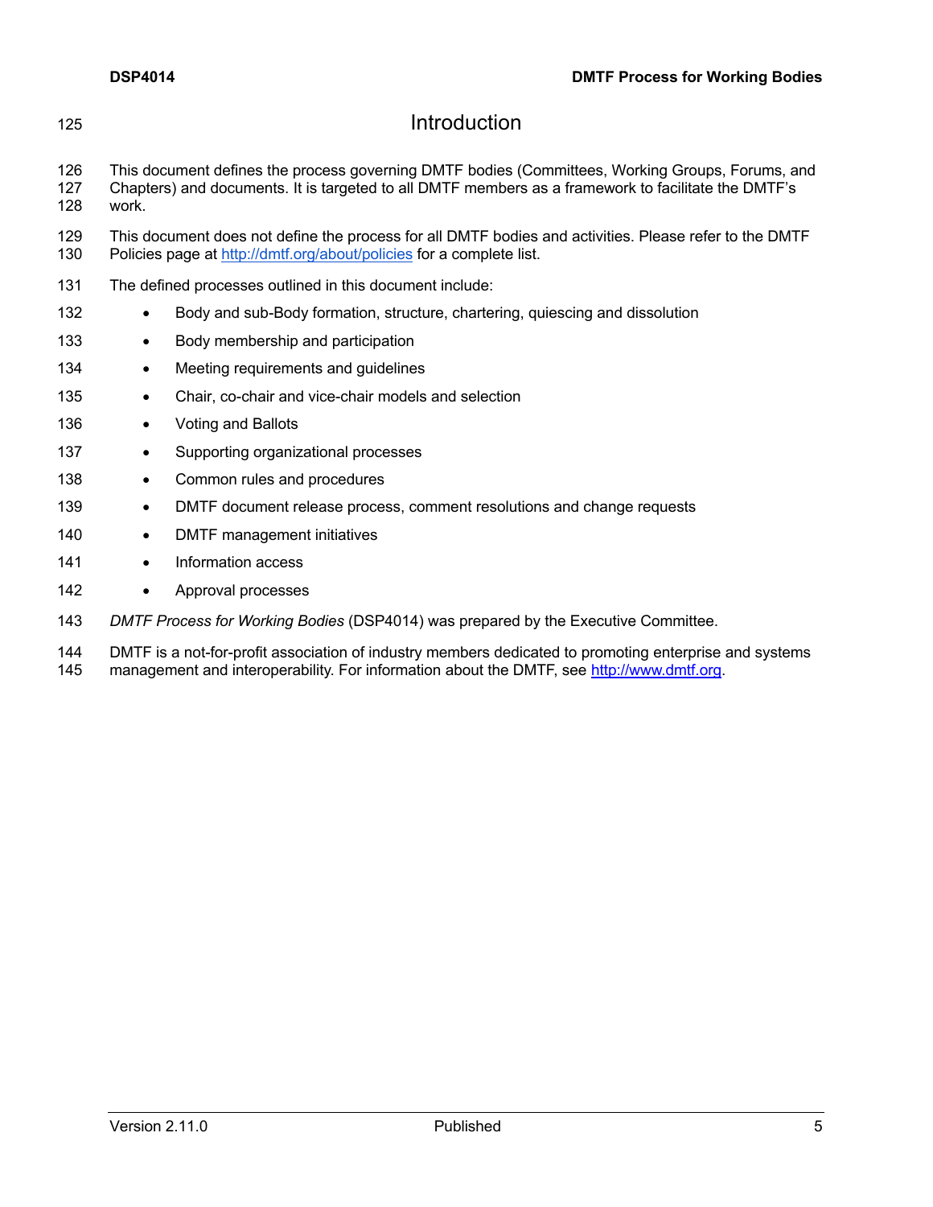# Introduction

This document defines the process governing DMTF bodies (Committees, Working Groups, Forums, and Chapters) and documents. It is targeted to all DMTF members as a framework to facilitate the DMTF's work.

This document does not define the process for all DMTF bodies and activities. Please refer to the DMTF Policies page at http://dmtf.org/about/policies for a complete list.

The defined processes outlined in this document include:

- Body and sub-Body formation, structure, chartering, quiescing and dissolution
- Body membership and participation
- Meeting requirements and guidelines
- Chair, co-chair and vice-chair models and selection
- Voting and Ballots
- Supporting organizational processes
- Common rules and procedures
- DMTF document release process, comment resolutions and change requests
- DMTF management initiatives
- Information access
- Approval processes

*DMTF Process for Working Bodies* (DSP4014) was prepared by the Executive Committee.

DMTF is a not-for-profit association of industry members dedicated to promoting enterprise and systems management and interoperability. For information about the DMTF, see http://www.dmtf.org.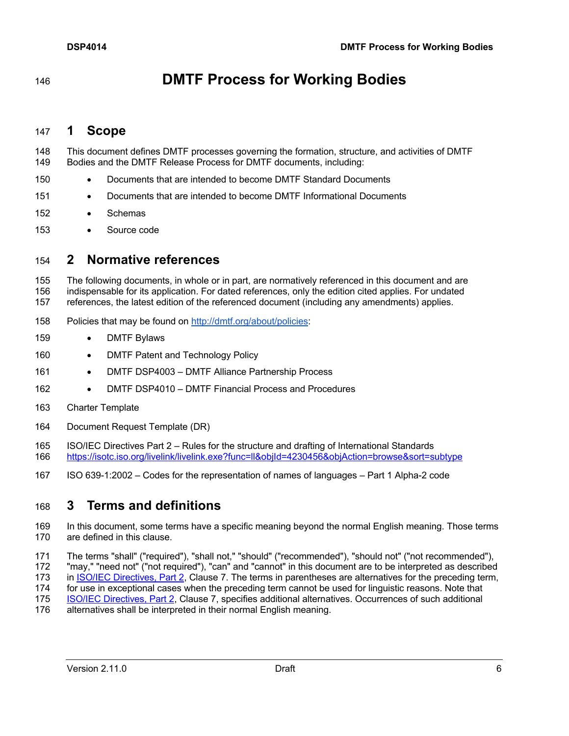# DMTF Process for Working Bodies

## 1 Scope

This document defines DMTF processes governing the formation, structure, and activities of DMTF Bodies and the DMTF Release Process for DMTF documents, including:

- Documents that are intended to become DMTF Standard Documents
- Documents that are intended to become DMTF Informational Documents
- Schemas
- Source code

## 2 Normative references

The following documents, in whole or in part, are normatively referenced in this document and are indispensable for its application. For dated references, only the edition cited applies. For undated references, the latest edition of the referenced document (including any amendments) applies.

Policies that may be found on [http://dmtf.org/about/policies](http://dmtf.org/about/policies):

- DMTF Bylaws
- DMTF Patent and Technology Policy
- DMTF DSP4003 – DMTF Alliance Partnership Process
- DMTF DSP4010 – DMTF Financial Process and Procedures

Charter Template

Document Request Template (DR)

ISO/IEC Directives Part 2 – Rules for the structure and drafting of International Standards
[https://isotc.iso.org/livelink/livelink.exe?func=ll&objId=4230456&objAction=browse&sort=subtype](https://isotc.iso.org/livelink/livelink.exe?func=ll&objId=4230456&objAction=browse&sort=subtype)

ISO 639-1:2002 – Codes for the representation of names of languages – Part 1 Alpha-2 code

## 3 Terms and definitions

In this document, some terms have a specific meaning beyond the normal English meaning. Those terms are defined in this clause.

The terms "shall" ("required"), "shall not," "should" ("recommended"), "should not" ("not recommended"), "may," "need not" ("not required"), "can" and "cannot" in this document are to be interpreted as described in ISO/IEC Directives, Part 2, Clause 7. The terms in parentheses are alternatives for the preceding term, for use in exceptional cases when the preceding term cannot be used for linguistic reasons. Note that ISO/IEC Directives, Part 2, Clause 7, specifies additional alternatives. Occurrences of such additional alternatives shall be interpreted in their normal English meaning.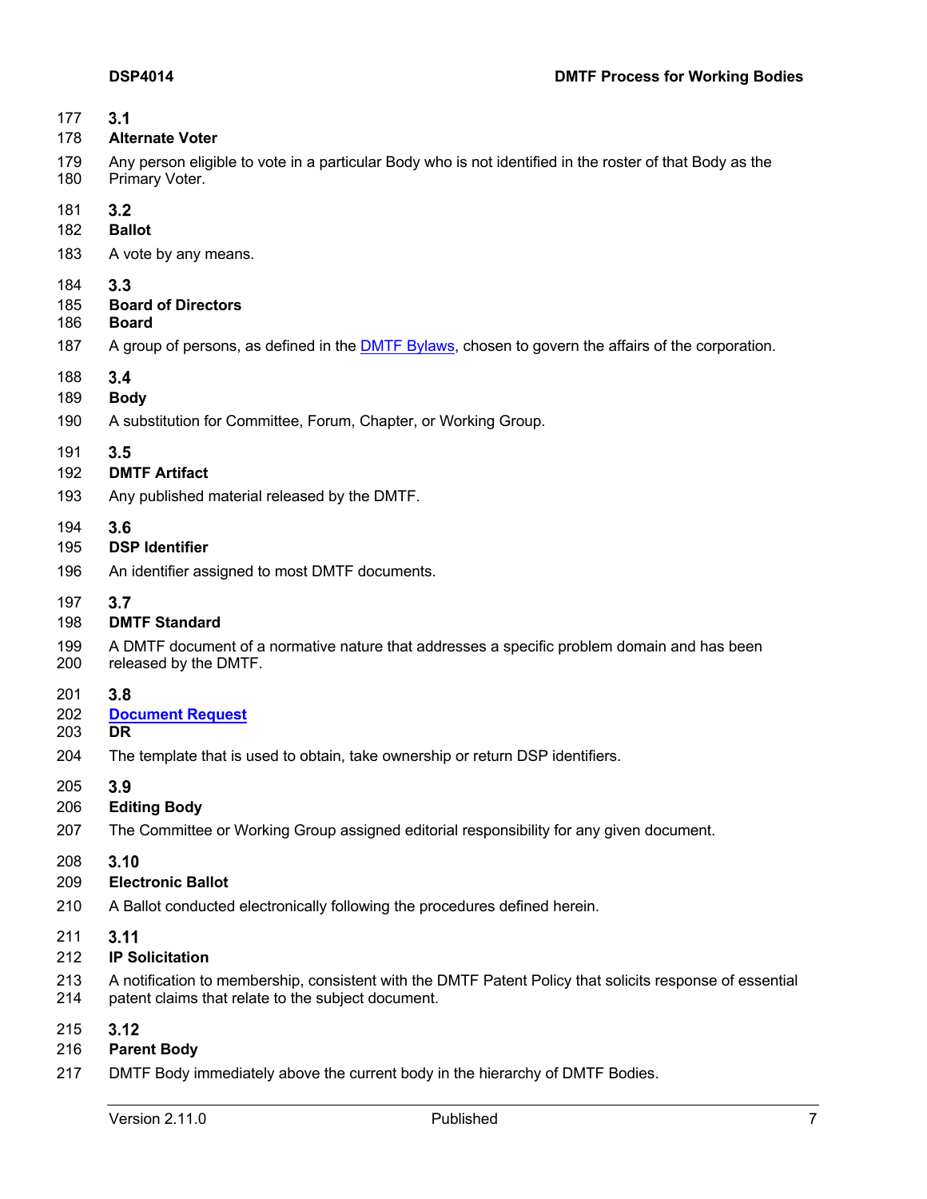### 3.1

**Alternate Voter**

Any person eligible to vote in a particular Body who is not identified in the roster of that Body as the Primary Voter.

### 3.2

**Ballot**

A vote by any means.

### 3.3

**Board of Directors**
**Board**

A group of persons, as defined in the DMTF Bylaws, chosen to govern the affairs of the corporation.

### 3.4

**Body**

A substitution for Committee, Forum, Chapter, or Working Group.

### 3.5

**DMTF Artifact**

Any published material released by the DMTF.

### 3.6

**DSP Identifier**

An identifier assigned to most DMTF documents.

### 3.7

**DMTF Standard**

A DMTF document of a normative nature that addresses a specific problem domain and has been released by the DMTF.

### 3.8

**Document Request**
**DR**

The template that is used to obtain, take ownership or return DSP identifiers.

### 3.9

**Editing Body**

The Committee or Working Group assigned editorial responsibility for any given document.

### 3.10

**Electronic Ballot**

A Ballot conducted electronically following the procedures defined herein.

### 3.11

**IP Solicitation**

A notification to membership, consistent with the DMTF Patent Policy that solicits response of essential patent claims that relate to the subject document.

### 3.12

**Parent Body**

DMTF Body immediately above the current body in the hierarchy of DMTF Bodies.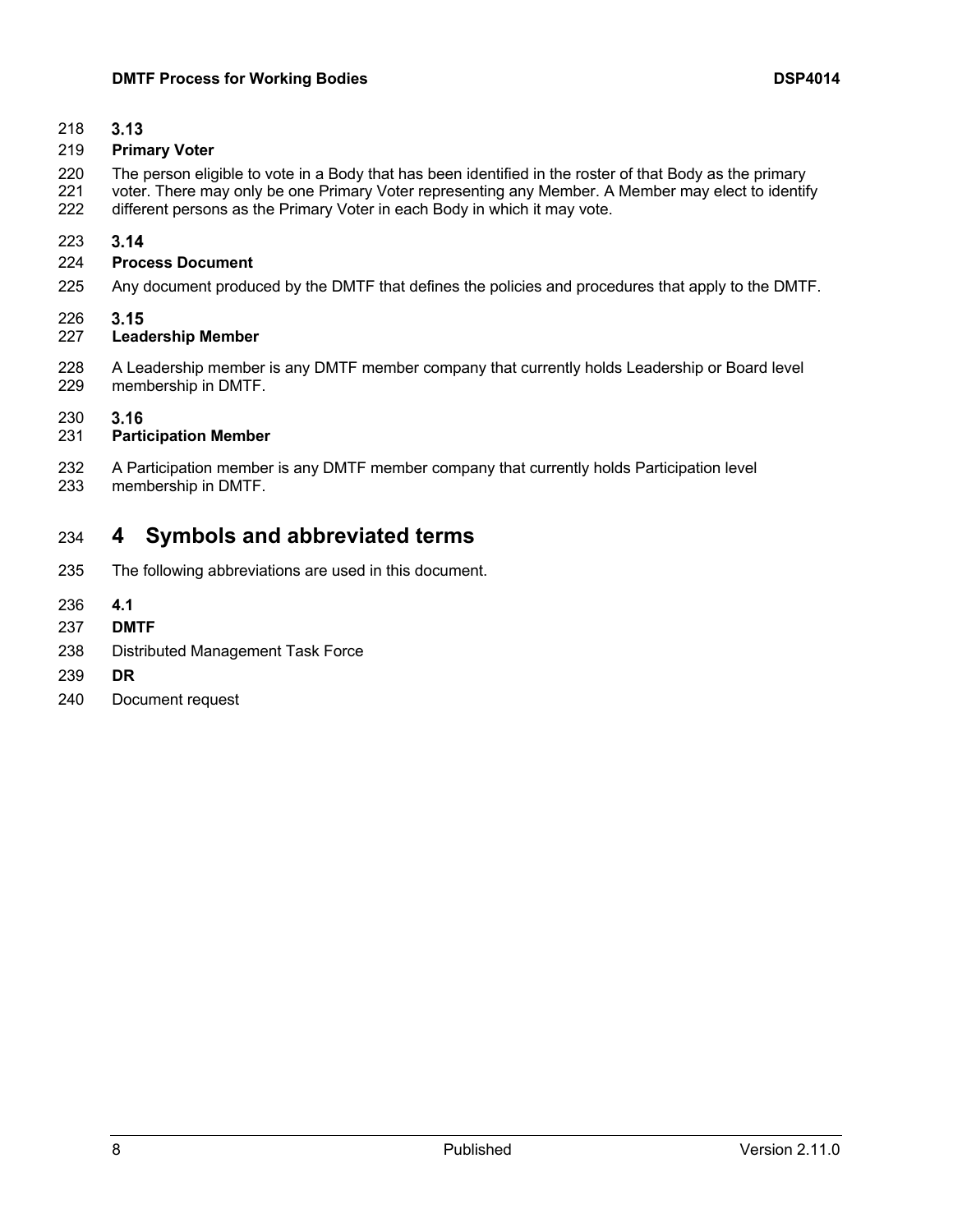### 3.13

**Primary Voter**

The person eligible to vote in a Body that has been identified in the roster of that Body as the primary voter. There may only be one Primary Voter representing any Member. A Member may elect to identify different persons as the Primary Voter in each Body in which it may vote.

### 3.14

**Process Document**

Any document produced by the DMTF that defines the policies and procedures that apply to the DMTF.

### 3.15

**Leadership Member**

A Leadership member is any DMTF member company that currently holds Leadership or Board level membership in DMTF.

### 3.16

**Participation Member**

A Participation member is any DMTF member company that currently holds Participation level membership in DMTF.

# 4 Symbols and abbreviated terms

The following abbreviations are used in this document.

**4.1**

**DMTF**

Distributed Management Task Force

**DR**

Document request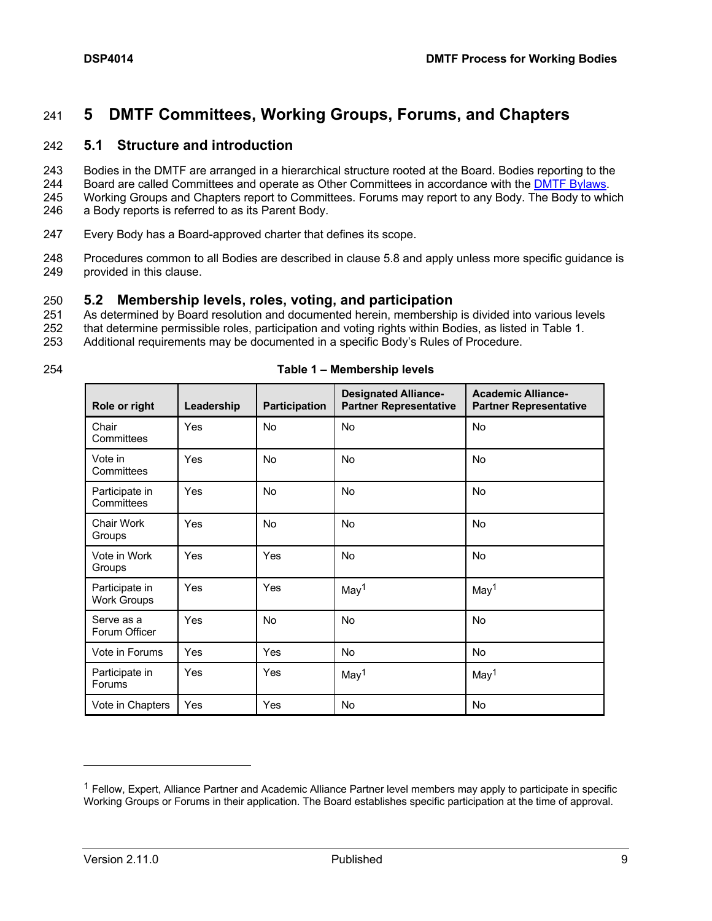# 5 DMTF Committees, Working Groups, Forums, and Chapters

## 5.1 Structure and introduction

Bodies in the DMTF are arranged in a hierarchical structure rooted at the Board. Bodies reporting to the Board are called Committees and operate as Other Committees in accordance with the DMTF Bylaws. Working Groups and Chapters report to Committees. Forums may report to any Body. The Body to which a Body reports is referred to as its Parent Body.

Every Body has a Board-approved charter that defines its scope.

Procedures common to all Bodies are described in clause 5.8 and apply unless more specific guidance is provided in this clause.

## 5.2 Membership levels, roles, voting, and participation

As determined by Board resolution and documented herein, membership is divided into various levels that determine permissible roles, participation and voting rights within Bodies, as listed in Table 1. Additional requirements may be documented in a specific Body's Rules of Procedure.

**Table 1 – Membership levels**

| Role or right | Leadership | Participation | Designated Alliance-Partner Representative | Academic Alliance-Partner Representative |
|---|---|---|---|---|
| Chair Committees | Yes | No | No | No |
| Vote in Committees | Yes | No | No | No |
| Participate in Committees | Yes | No | No | No |
| Chair Work Groups | Yes | No | No | No |
| Vote in Work Groups | Yes | Yes | No | No |
| Participate in Work Groups | Yes | Yes | May[1] | May[1] |
| Serve as a Forum Officer | Yes | No | No | No |
| Vote in Forums | Yes | Yes | No | No |
| Participate in Forums | Yes | Yes | May[1] | May[1] |
| Vote in Chapters | Yes | Yes | No | No |

[1] Fellow, Expert, Alliance Partner and Academic Alliance Partner level members may apply to participate in specific Working Groups or Forums in their application. The Board establishes specific participation at the time of approval.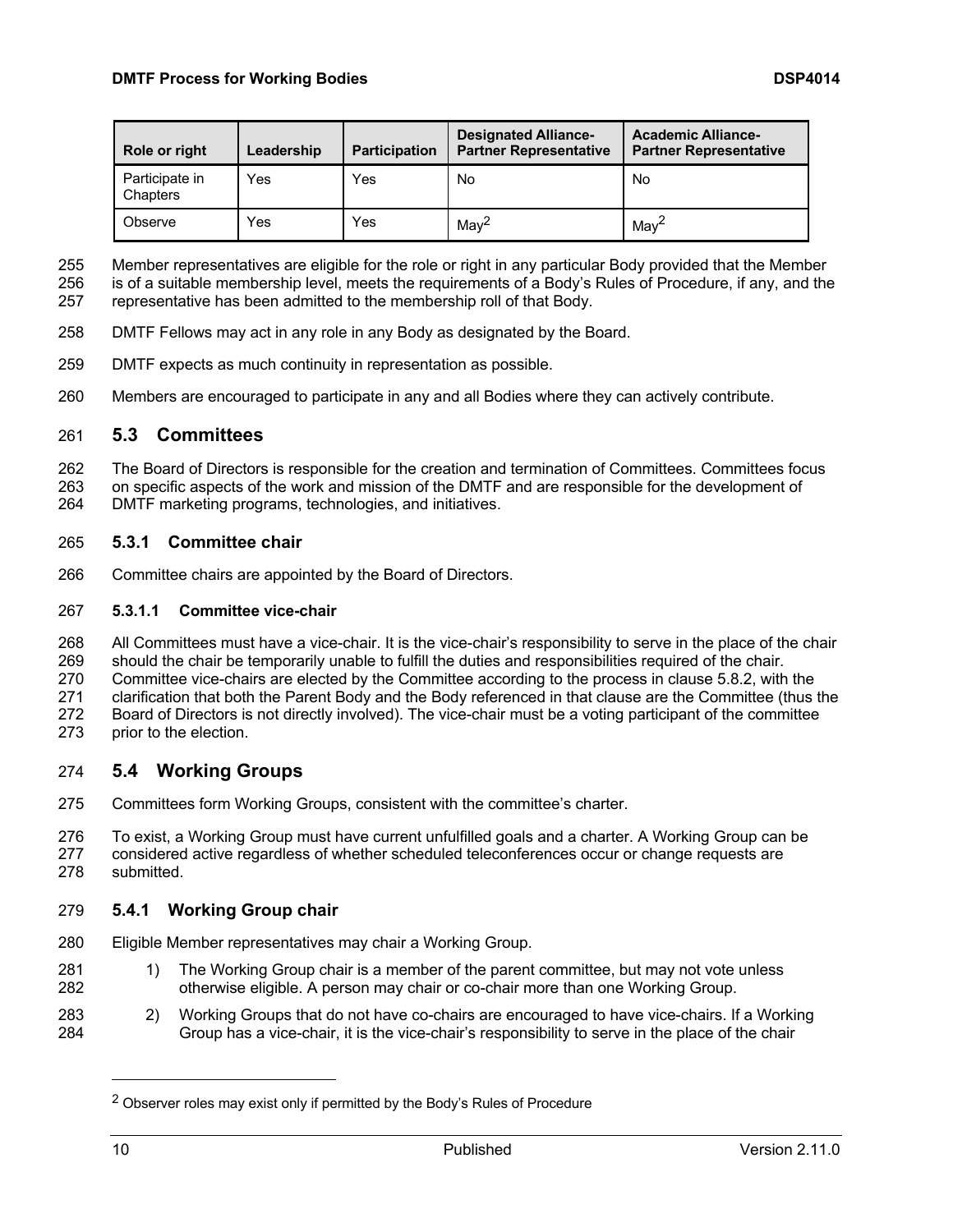| Role or right | Leadership | Participation | Designated Alliance-Partner Representative | Academic Alliance-Partner Representative |
| --- | --- | --- | --- | --- |
| Participate in Chapters | Yes | Yes | No | No |
| Observe | Yes | Yes | May[2] | May[2] |

Member representatives are eligible for the role or right in any particular Body provided that the Member is of a suitable membership level, meets the requirements of a Body's Rules of Procedure, if any, and the representative has been admitted to the membership roll of that Body.

DMTF Fellows may act in any role in any Body as designated by the Board.

DMTF expects as much continuity in representation as possible.

Members are encouraged to participate in any and all Bodies where they can actively contribute.

## 5.3 Committees

The Board of Directors is responsible for the creation and termination of Committees. Committees focus on specific aspects of the work and mission of the DMTF and are responsible for the development of DMTF marketing programs, technologies, and initiatives.

### 5.3.1 Committee chair

Committee chairs are appointed by the Board of Directors.

#### 5.3.1.1 Committee vice-chair

All Committees must have a vice-chair. It is the vice-chair's responsibility to serve in the place of the chair should the chair be temporarily unable to fulfill the duties and responsibilities required of the chair. Committee vice-chairs are elected by the Committee according to the process in clause 5.8.2, with the clarification that both the Parent Body and the Body referenced in that clause are the Committee (thus the Board of Directors is not directly involved). The vice-chair must be a voting participant of the committee prior to the election.

## 5.4 Working Groups

Committees form Working Groups, consistent with the committee's charter.

To exist, a Working Group must have current unfulfilled goals and a charter. A Working Group can be considered active regardless of whether scheduled teleconferences occur or change requests are submitted.

### 5.4.1 Working Group chair

Eligible Member representatives may chair a Working Group.

1) The Working Group chair is a member of the parent committee, but may not vote unless otherwise eligible. A person may chair or co-chair more than one Working Group.

2) Working Groups that do not have co-chairs are encouraged to have vice-chairs. If a Working Group has a vice-chair, it is the vice-chair's responsibility to serve in the place of the chair

[2] Observer roles may exist only if permitted by the Body's Rules of Procedure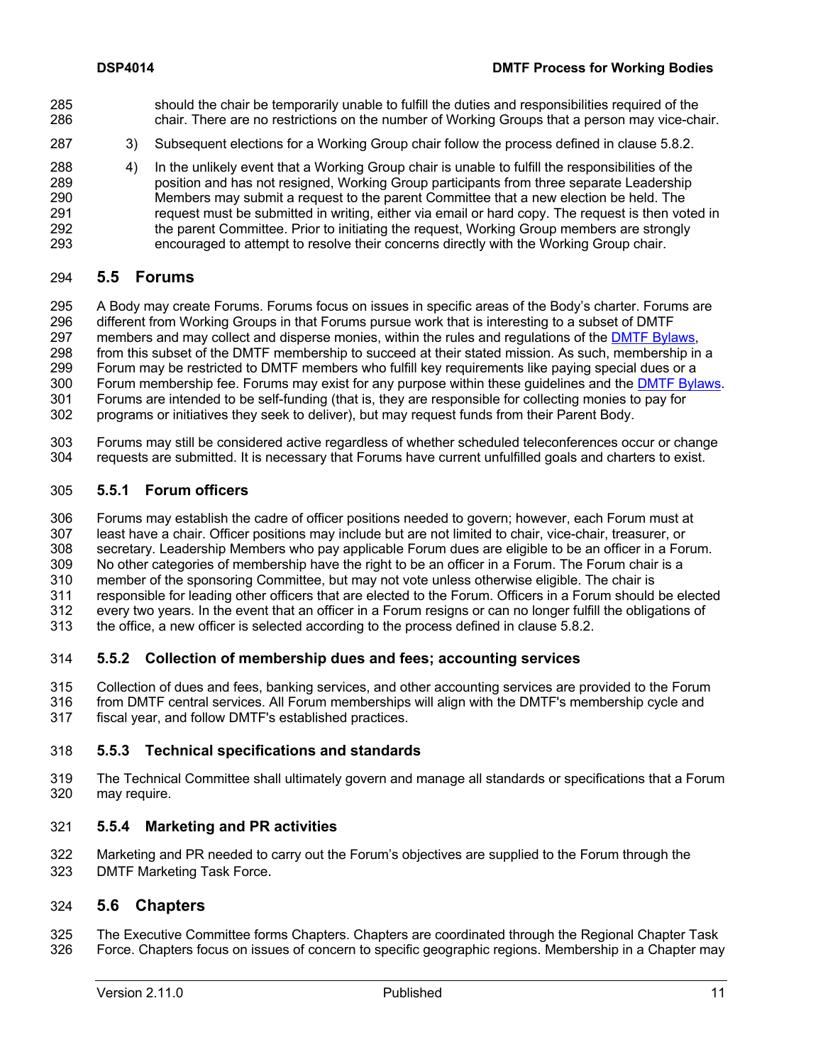should the chair be temporarily unable to fulfill the duties and responsibilities required of the chair. There are no restrictions on the number of Working Groups that a person may vice-chair.

3) Subsequent elections for a Working Group chair follow the process defined in clause 5.8.2.

4) In the unlikely event that a Working Group chair is unable to fulfill the responsibilities of the position and has not resigned, Working Group participants from three separate Leadership Members may submit a request to the parent Committee that a new election be held. The request must be submitted in writing, either via email or hard copy. The request is then voted in the parent Committee. Prior to initiating the request, Working Group members are strongly encouraged to attempt to resolve their concerns directly with the Working Group chair.

## 5.5 Forums

A Body may create Forums. Forums focus on issues in specific areas of the Body's charter. Forums are different from Working Groups in that Forums pursue work that is interesting to a subset of DMTF members and may collect and disperse monies, within the rules and regulations of the DMTF Bylaws, from this subset of the DMTF membership to succeed at their stated mission. As such, membership in a Forum may be restricted to DMTF members who fulfill key requirements like paying special dues or a Forum membership fee. Forums may exist for any purpose within these guidelines and the DMTF Bylaws. Forums are intended to be self-funding (that is, they are responsible for collecting monies to pay for programs or initiatives they seek to deliver), but may request funds from their Parent Body.

Forums may still be considered active regardless of whether scheduled teleconferences occur or change requests are submitted. It is necessary that Forums have current unfulfilled goals and charters to exist.

### 5.5.1 Forum officers

Forums may establish the cadre of officer positions needed to govern; however, each Forum must at least have a chair. Officer positions may include but are not limited to chair, vice-chair, treasurer, or secretary. Leadership Members who pay applicable Forum dues are eligible to be an officer in a Forum. No other categories of membership have the right to be an officer in a Forum. The Forum chair is a member of the sponsoring Committee, but may not vote unless otherwise eligible. The chair is responsible for leading other officers that are elected to the Forum. Officers in a Forum should be elected every two years. In the event that an officer in a Forum resigns or can no longer fulfill the obligations of the office, a new officer is selected according to the process defined in clause 5.8.2.

### 5.5.2 Collection of membership dues and fees; accounting services

Collection of dues and fees, banking services, and other accounting services are provided to the Forum from DMTF central services. All Forum memberships will align with the DMTF's membership cycle and fiscal year, and follow DMTF's established practices.

### 5.5.3 Technical specifications and standards

The Technical Committee shall ultimately govern and manage all standards or specifications that a Forum may require.

### 5.5.4 Marketing and PR activities

Marketing and PR needed to carry out the Forum's objectives are supplied to the Forum through the DMTF Marketing Task Force.

## 5.6 Chapters

The Executive Committee forms Chapters. Chapters are coordinated through the Regional Chapter Task Force. Chapters focus on issues of concern to specific geographic regions. Membership in a Chapter may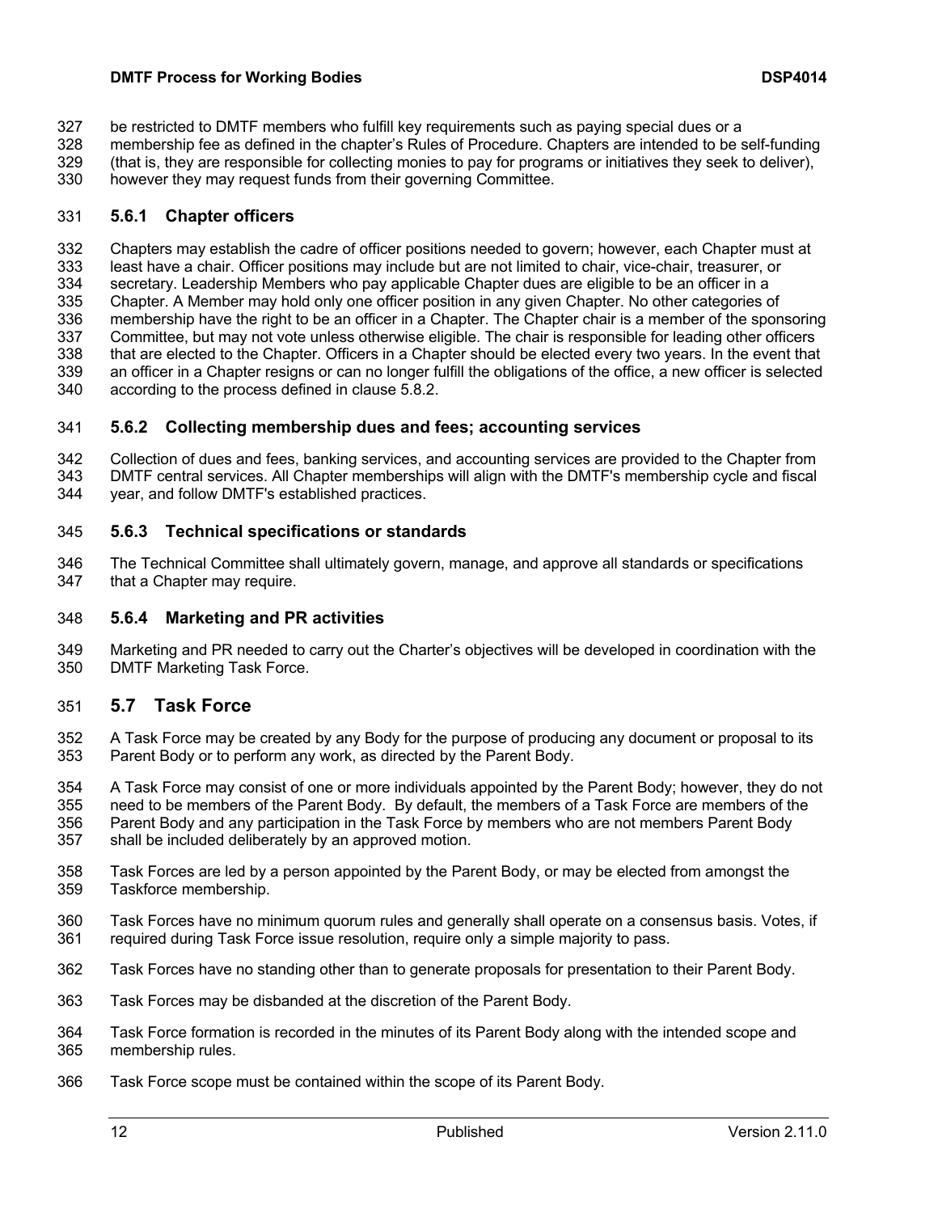be restricted to DMTF members who fulfill key requirements such as paying special dues or a membership fee as defined in the chapter's Rules of Procedure. Chapters are intended to be self-funding (that is, they are responsible for collecting monies to pay for programs or initiatives they seek to deliver), however they may request funds from their governing Committee.

### 5.6.1 Chapter officers

Chapters may establish the cadre of officer positions needed to govern; however, each Chapter must at least have a chair. Officer positions may include but are not limited to chair, vice-chair, treasurer, or secretary. Leadership Members who pay applicable Chapter dues are eligible to be an officer in a Chapter. A Member may hold only one officer position in any given Chapter. No other categories of membership have the right to be an officer in a Chapter. The Chapter chair is a member of the sponsoring Committee, but may not vote unless otherwise eligible. The chair is responsible for leading other officers that are elected to the Chapter. Officers in a Chapter should be elected every two years. In the event that an officer in a Chapter resigns or can no longer fulfill the obligations of the office, a new officer is selected according to the process defined in clause 5.8.2.

### 5.6.2 Collecting membership dues and fees; accounting services

Collection of dues and fees, banking services, and accounting services are provided to the Chapter from DMTF central services. All Chapter memberships will align with the DMTF's membership cycle and fiscal year, and follow DMTF's established practices.

### 5.6.3 Technical specifications or standards

The Technical Committee shall ultimately govern, manage, and approve all standards or specifications that a Chapter may require.

### 5.6.4 Marketing and PR activities

Marketing and PR needed to carry out the Charter's objectives will be developed in coordination with the DMTF Marketing Task Force.

## 5.7 Task Force

A Task Force may be created by any Body for the purpose of producing any document or proposal to its Parent Body or to perform any work, as directed by the Parent Body.

A Task Force may consist of one or more individuals appointed by the Parent Body; however, they do not need to be members of the Parent Body. By default, the members of a Task Force are members of the Parent Body and any participation in the Task Force by members who are not members Parent Body shall be included deliberately by an approved motion.

Task Forces are led by a person appointed by the Parent Body, or may be elected from amongst the Taskforce membership.

Task Forces have no minimum quorum rules and generally shall operate on a consensus basis. Votes, if required during Task Force issue resolution, require only a simple majority to pass.

Task Forces have no standing other than to generate proposals for presentation to their Parent Body.

Task Forces may be disbanded at the discretion of the Parent Body.

Task Force formation is recorded in the minutes of its Parent Body along with the intended scope and membership rules.

Task Force scope must be contained within the scope of its Parent Body.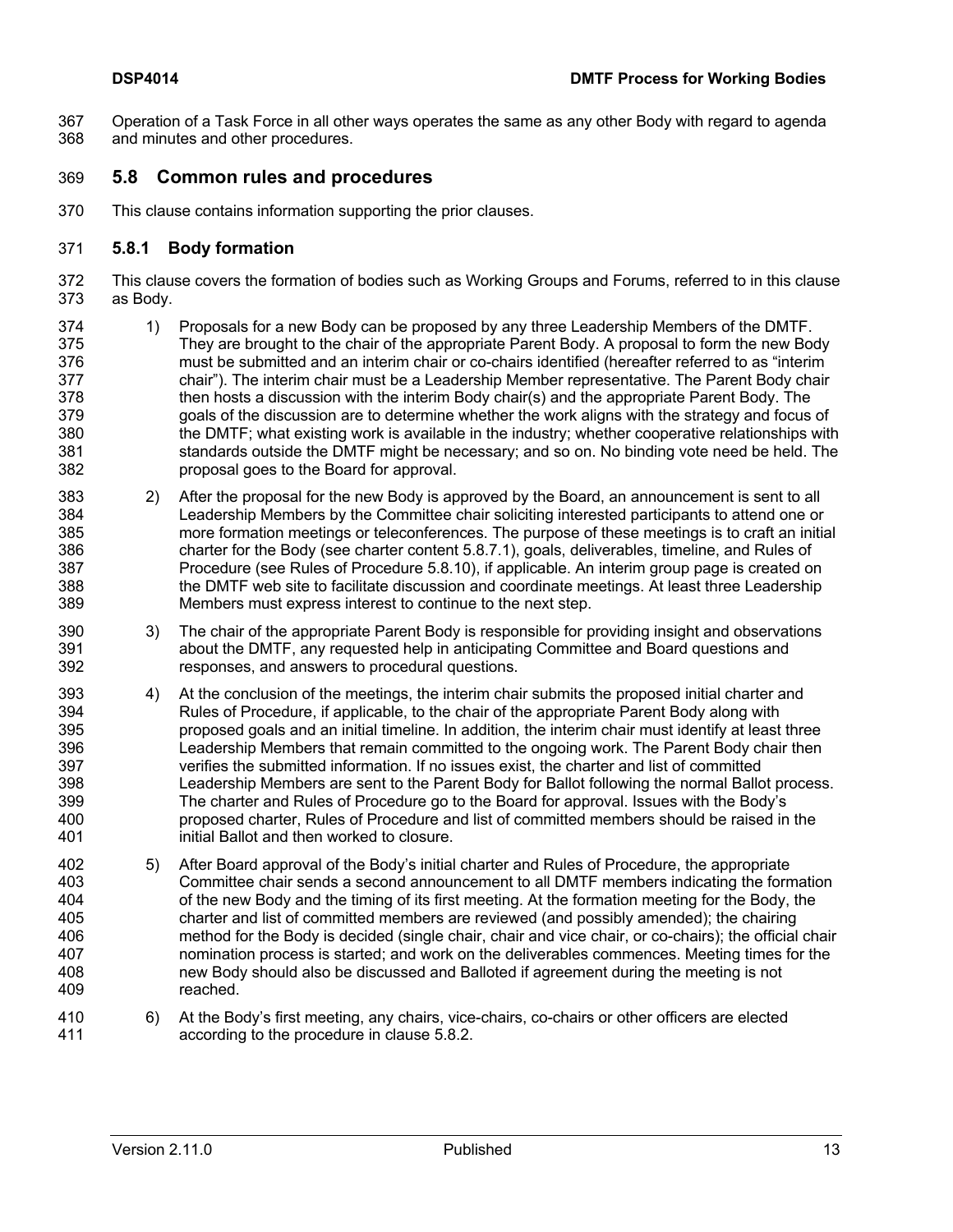Operation of a Task Force in all other ways operates the same as any other Body with regard to agenda and minutes and other procedures.

## 5.8 Common rules and procedures

This clause contains information supporting the prior clauses.

### 5.8.1 Body formation

This clause covers the formation of bodies such as Working Groups and Forums, referred to in this clause as Body.

1) Proposals for a new Body can be proposed by any three Leadership Members of the DMTF. They are brought to the chair of the appropriate Parent Body. A proposal to form the new Body must be submitted and an interim chair or co-chairs identified (hereafter referred to as "interim chair"). The interim chair must be a Leadership Member representative. The Parent Body chair then hosts a discussion with the interim Body chair(s) and the appropriate Parent Body. The goals of the discussion are to determine whether the work aligns with the strategy and focus of the DMTF; what existing work is available in the industry; whether cooperative relationships with standards outside the DMTF might be necessary; and so on. No binding vote need be held. The proposal goes to the Board for approval.

2) After the proposal for the new Body is approved by the Board, an announcement is sent to all Leadership Members by the Committee chair soliciting interested participants to attend one or more formation meetings or teleconferences. The purpose of these meetings is to craft an initial charter for the Body (see charter content 5.8.7.1), goals, deliverables, timeline, and Rules of Procedure (see Rules of Procedure 5.8.10), if applicable. An interim group page is created on the DMTF web site to facilitate discussion and coordinate meetings. At least three Leadership Members must express interest to continue to the next step.

3) The chair of the appropriate Parent Body is responsible for providing insight and observations about the DMTF, any requested help in anticipating Committee and Board questions and responses, and answers to procedural questions.

4) At the conclusion of the meetings, the interim chair submits the proposed initial charter and Rules of Procedure, if applicable, to the chair of the appropriate Parent Body along with proposed goals and an initial timeline. In addition, the interim chair must identify at least three Leadership Members that remain committed to the ongoing work. The Parent Body chair then verifies the submitted information. If no issues exist, the charter and list of committed Leadership Members are sent to the Parent Body for Ballot following the normal Ballot process. The charter and Rules of Procedure go to the Board for approval. Issues with the Body's proposed charter, Rules of Procedure and list of committed members should be raised in the initial Ballot and then worked to closure.

5) After Board approval of the Body's initial charter and Rules of Procedure, the appropriate Committee chair sends a second announcement to all DMTF members indicating the formation of the new Body and the timing of its first meeting. At the formation meeting for the Body, the charter and list of committed members are reviewed (and possibly amended); the chairing method for the Body is decided (single chair, chair and vice chair, or co-chairs); the official chair nomination process is started; and work on the deliverables commences. Meeting times for the new Body should also be discussed and Balloted if agreement during the meeting is not reached.

6) At the Body's first meeting, any chairs, vice-chairs, co-chairs or other officers are elected according to the procedure in clause 5.8.2.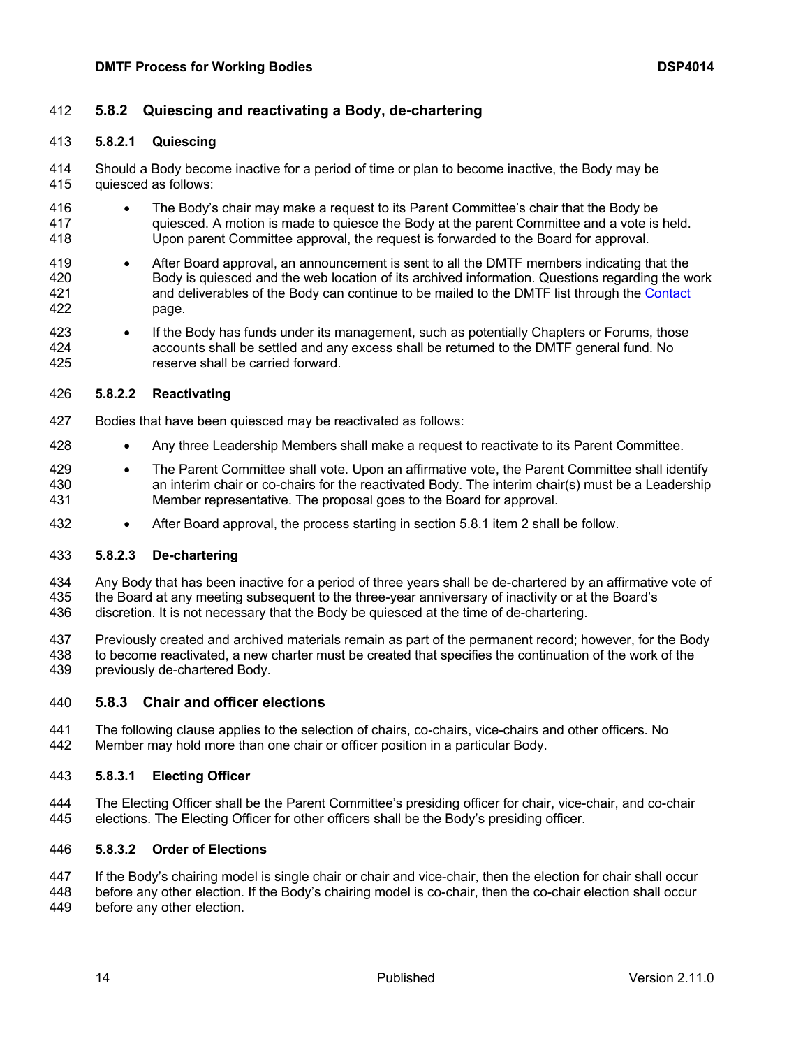### 5.8.2 Quiescing and reactivating a Body, de-chartering

#### 5.8.2.1 Quiescing

Should a Body become inactive for a period of time or plan to become inactive, the Body may be quiesced as follows:

- The Body's chair may make a request to its Parent Committee's chair that the Body be quiesced. A motion is made to quiesce the Body at the parent Committee and a vote is held. Upon parent Committee approval, the request is forwarded to the Board for approval.
- After Board approval, an announcement is sent to all the DMTF members indicating that the Body is quiesced and the web location of its archived information. Questions regarding the work and deliverables of the Body can continue to be mailed to the DMTF list through the Contact page.
- If the Body has funds under its management, such as potentially Chapters or Forums, those accounts shall be settled and any excess shall be returned to the DMTF general fund. No reserve shall be carried forward.

#### 5.8.2.2 Reactivating

Bodies that have been quiesced may be reactivated as follows:

- Any three Leadership Members shall make a request to reactivate to its Parent Committee.
- The Parent Committee shall vote. Upon an affirmative vote, the Parent Committee shall identify an interim chair or co-chairs for the reactivated Body. The interim chair(s) must be a Leadership Member representative. The proposal goes to the Board for approval.
- After Board approval, the process starting in section 5.8.1 item 2 shall be follow.

#### 5.8.2.3 De-chartering

Any Body that has been inactive for a period of three years shall be de-chartered by an affirmative vote of the Board at any meeting subsequent to the three-year anniversary of inactivity or at the Board's discretion. It is not necessary that the Body be quiesced at the time of de-chartering.

Previously created and archived materials remain as part of the permanent record; however, for the Body to become reactivated, a new charter must be created that specifies the continuation of the work of the previously de-chartered Body.

### 5.8.3 Chair and officer elections

The following clause applies to the selection of chairs, co-chairs, vice-chairs and other officers. No Member may hold more than one chair or officer position in a particular Body.

#### 5.8.3.1 Electing Officer

The Electing Officer shall be the Parent Committee's presiding officer for chair, vice-chair, and co-chair elections. The Electing Officer for other officers shall be the Body's presiding officer.

#### 5.8.3.2 Order of Elections

If the Body's chairing model is single chair or chair and vice-chair, then the election for chair shall occur before any other election. If the Body's chairing model is co-chair, then the co-chair election shall occur before any other election.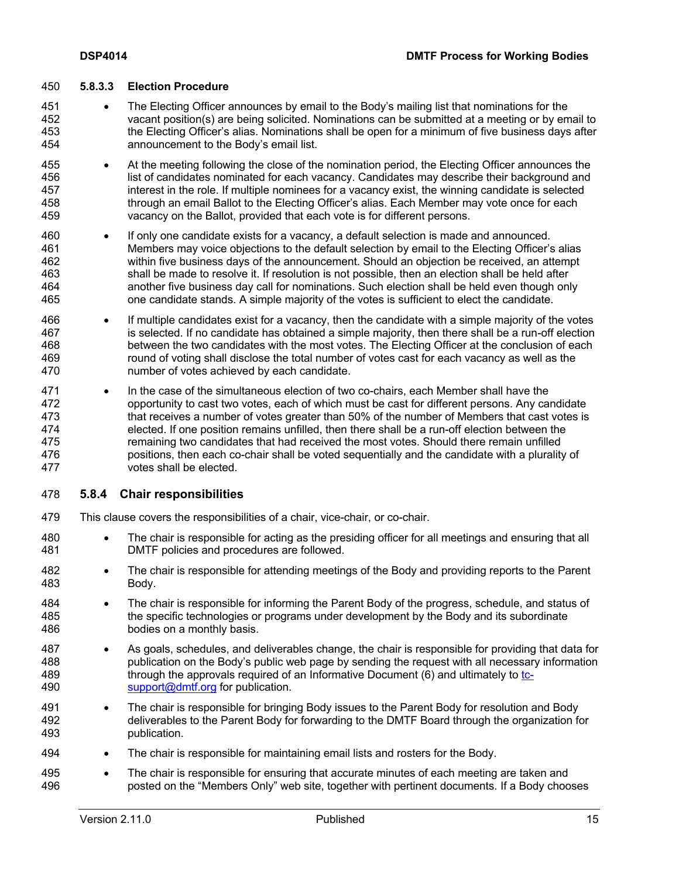#### 5.8.3.3 Election Procedure

- The Electing Officer announces by email to the Body's mailing list that nominations for the vacant position(s) are being solicited. Nominations can be submitted at a meeting or by email to the Electing Officer's alias. Nominations shall be open for a minimum of five business days after announcement to the Body's email list.
- At the meeting following the close of the nomination period, the Electing Officer announces the list of candidates nominated for each vacancy. Candidates may describe their background and interest in the role. If multiple nominees for a vacancy exist, the winning candidate is selected through an email Ballot to the Electing Officer's alias. Each Member may vote once for each vacancy on the Ballot, provided that each vote is for different persons.
- If only one candidate exists for a vacancy, a default selection is made and announced. Members may voice objections to the default selection by email to the Electing Officer's alias within five business days of the announcement. Should an objection be received, an attempt shall be made to resolve it. If resolution is not possible, then an election shall be held after another five business day call for nominations. Such election shall be held even though only one candidate stands. A simple majority of the votes is sufficient to elect the candidate.
- If multiple candidates exist for a vacancy, then the candidate with a simple majority of the votes is selected. If no candidate has obtained a simple majority, then there shall be a run-off election between the two candidates with the most votes. The Electing Officer at the conclusion of each round of voting shall disclose the total number of votes cast for each vacancy as well as the number of votes achieved by each candidate.
- In the case of the simultaneous election of two co-chairs, each Member shall have the opportunity to cast two votes, each of which must be cast for different persons. Any candidate that receives a number of votes greater than 50% of the number of Members that cast votes is elected. If one position remains unfilled, then there shall be a run-off election between the remaining two candidates that had received the most votes. Should there remain unfilled positions, then each co-chair shall be voted sequentially and the candidate with a plurality of votes shall be elected.

### 5.8.4 Chair responsibilities

This clause covers the responsibilities of a chair, vice-chair, or co-chair.

- The chair is responsible for acting as the presiding officer for all meetings and ensuring that all DMTF policies and procedures are followed.
- The chair is responsible for attending meetings of the Body and providing reports to the Parent Body.
- The chair is responsible for informing the Parent Body of the progress, schedule, and status of the specific technologies or programs under development by the Body and its subordinate bodies on a monthly basis.
- As goals, schedules, and deliverables change, the chair is responsible for providing that data for publication on the Body's public web page by sending the request with all necessary information through the approvals required of an Informative Document (6) and ultimately to tc-support@dmtf.org for publication.
- The chair is responsible for bringing Body issues to the Parent Body for resolution and Body deliverables to the Parent Body for forwarding to the DMTF Board through the organization for publication.
- The chair is responsible for maintaining email lists and rosters for the Body.
- The chair is responsible for ensuring that accurate minutes of each meeting are taken and posted on the "Members Only" web site, together with pertinent documents. If a Body chooses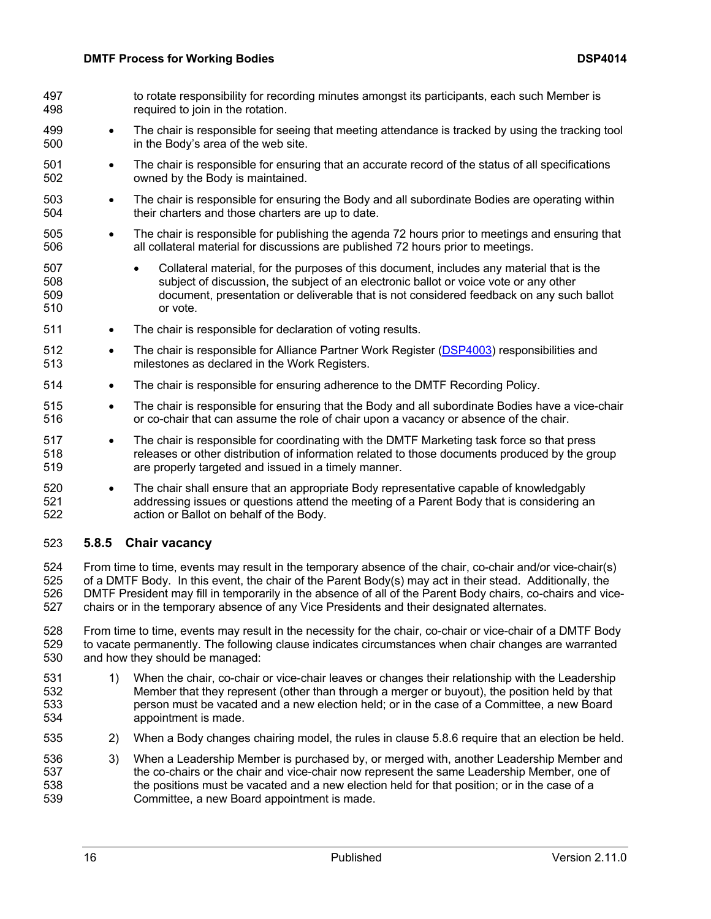to rotate responsibility for recording minutes amongst its participants, each such Member is required to join in the rotation.

- The chair is responsible for seeing that meeting attendance is tracked by using the tracking tool in the Body's area of the web site.
- The chair is responsible for ensuring that an accurate record of the status of all specifications owned by the Body is maintained.
- The chair is responsible for ensuring the Body and all subordinate Bodies are operating within their charters and those charters are up to date.
- The chair is responsible for publishing the agenda 72 hours prior to meetings and ensuring that all collateral material for discussions are published 72 hours prior to meetings.
  - Collateral material, for the purposes of this document, includes any material that is the subject of discussion, the subject of an electronic ballot or voice vote or any other document, presentation or deliverable that is not considered feedback on any such ballot or vote.
- The chair is responsible for declaration of voting results.
- The chair is responsible for Alliance Partner Work Register (DSP4003) responsibilities and milestones as declared in the Work Registers.
- The chair is responsible for ensuring adherence to the DMTF Recording Policy.
- The chair is responsible for ensuring that the Body and all subordinate Bodies have a vice-chair or co-chair that can assume the role of chair upon a vacancy or absence of the chair.
- The chair is responsible for coordinating with the DMTF Marketing task force so that press releases or other distribution of information related to those documents produced by the group are properly targeted and issued in a timely manner.
- The chair shall ensure that an appropriate Body representative capable of knowledgably addressing issues or questions attend the meeting of a Parent Body that is considering an action or Ballot on behalf of the Body.

### 5.8.5 Chair vacancy

From time to time, events may result in the temporary absence of the chair, co-chair and/or vice-chair(s) of a DMTF Body. In this event, the chair of the Parent Body(s) may act in their stead. Additionally, the DMTF President may fill in temporarily in the absence of all of the Parent Body chairs, co-chairs and vice-chairs or in the temporary absence of any Vice Presidents and their designated alternates.

From time to time, events may result in the necessity for the chair, co-chair or vice-chair of a DMTF Body to vacate permanently. The following clause indicates circumstances when chair changes are warranted and how they should be managed:

1) When the chair, co-chair or vice-chair leaves or changes their relationship with the Leadership Member that they represent (other than through a merger or buyout), the position held by that person must be vacated and a new election held; or in the case of a Committee, a new Board appointment is made.
2) When a Body changes chairing model, the rules in clause 5.8.6 require that an election be held.
3) When a Leadership Member is purchased by, or merged with, another Leadership Member and the co-chairs or the chair and vice-chair now represent the same Leadership Member, one of the positions must be vacated and a new election held for that position; or in the case of a Committee, a new Board appointment is made.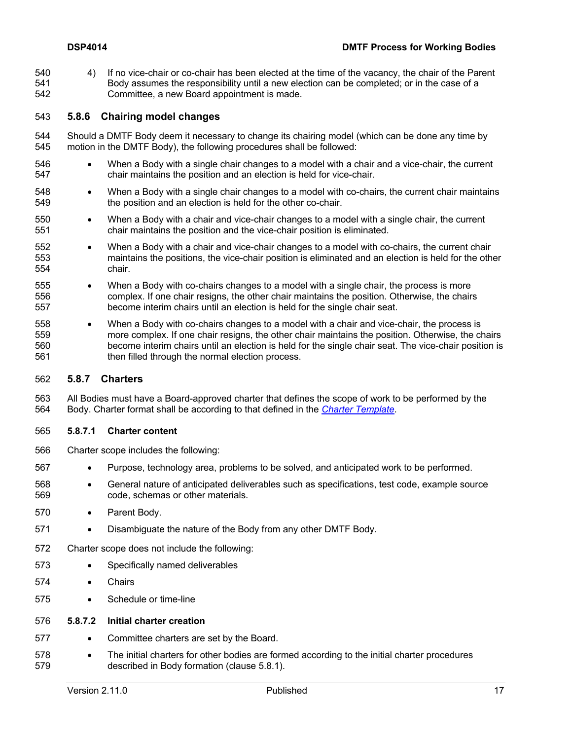4) If no vice-chair or co-chair has been elected at the time of the vacancy, the chair of the Parent Body assumes the responsibility until a new election can be completed; or in the case of a Committee, a new Board appointment is made.

### 5.8.6 Chairing model changes

Should a DMTF Body deem it necessary to change its chairing model (which can be done any time by motion in the DMTF Body), the following procedures shall be followed:

- When a Body with a single chair changes to a model with a chair and a vice-chair, the current chair maintains the position and an election is held for vice-chair.
- When a Body with a single chair changes to a model with co-chairs, the current chair maintains the position and an election is held for the other co-chair.
- When a Body with a chair and vice-chair changes to a model with a single chair, the current chair maintains the position and the vice-chair position is eliminated.
- When a Body with a chair and vice-chair changes to a model with co-chairs, the current chair maintains the positions, the vice-chair position is eliminated and an election is held for the other chair.
- When a Body with co-chairs changes to a model with a single chair, the process is more complex. If one chair resigns, the other chair maintains the position. Otherwise, the chairs become interim chairs until an election is held for the single chair seat.
- When a Body with co-chairs changes to a model with a chair and vice-chair, the process is more complex. If one chair resigns, the other chair maintains the position. Otherwise, the chairs become interim chairs until an election is held for the single chair seat. The vice-chair position is then filled through the normal election process.

### 5.8.7 Charters

All Bodies must have a Board-approved charter that defines the scope of work to be performed by the Body. Charter format shall be according to that defined in the *Charter Template*.

#### 5.8.7.1 Charter content

Charter scope includes the following:

- Purpose, technology area, problems to be solved, and anticipated work to be performed.
- General nature of anticipated deliverables such as specifications, test code, example source code, schemas or other materials.
- Parent Body.
- Disambiguate the nature of the Body from any other DMTF Body.

Charter scope does not include the following:

- Specifically named deliverables
- Chairs
- Schedule or time-line

#### 5.8.7.2 Initial charter creation

- Committee charters are set by the Board.
- The initial charters for other bodies are formed according to the initial charter procedures described in Body formation (clause 5.8.1).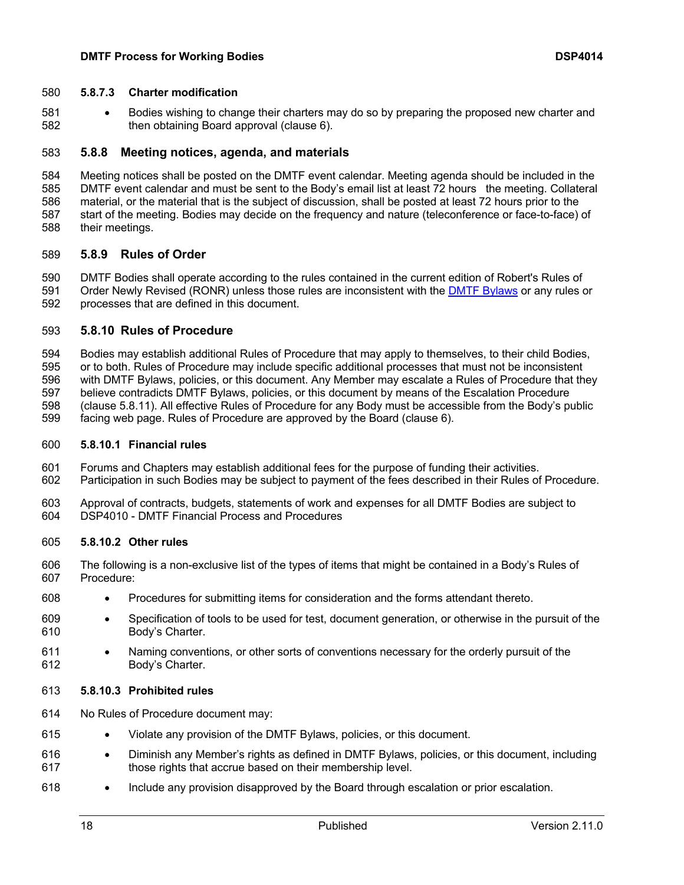#### 5.8.7.3 Charter modification

- Bodies wishing to change their charters may do so by preparing the proposed new charter and then obtaining Board approval (clause 6).

### 5.8.8 Meeting notices, agenda, and materials

Meeting notices shall be posted on the DMTF event calendar. Meeting agenda should be included in the DMTF event calendar and must be sent to the Body's email list at least 72 hours  the meeting. Collateral material, or the material that is the subject of discussion, shall be posted at least 72 hours prior to the start of the meeting. Bodies may decide on the frequency and nature (teleconference or face-to-face) of their meetings.

### 5.8.9 Rules of Order

DMTF Bodies shall operate according to the rules contained in the current edition of Robert's Rules of Order Newly Revised (RONR) unless those rules are inconsistent with the DMTF Bylaws or any rules or processes that are defined in this document.

### 5.8.10 Rules of Procedure

Bodies may establish additional Rules of Procedure that may apply to themselves, to their child Bodies, or to both. Rules of Procedure may include specific additional processes that must not be inconsistent with DMTF Bylaws, policies, or this document. Any Member may escalate a Rules of Procedure that they believe contradicts DMTF Bylaws, policies, or this document by means of the Escalation Procedure (clause 5.8.11). All effective Rules of Procedure for any Body must be accessible from the Body's public facing web page. Rules of Procedure are approved by the Board (clause 6).

#### 5.8.10.1 Financial rules

Forums and Chapters may establish additional fees for the purpose of funding their activities. Participation in such Bodies may be subject to payment of the fees described in their Rules of Procedure.

Approval of contracts, budgets, statements of work and expenses for all DMTF Bodies are subject to DSP4010 - DMTF Financial Process and Procedures

#### 5.8.10.2 Other rules

The following is a non-exclusive list of the types of items that might be contained in a Body's Rules of Procedure:

- Procedures for submitting items for consideration and the forms attendant thereto.
- Specification of tools to be used for test, document generation, or otherwise in the pursuit of the Body's Charter.
- Naming conventions, or other sorts of conventions necessary for the orderly pursuit of the Body's Charter.

#### 5.8.10.3 Prohibited rules

No Rules of Procedure document may:

- Violate any provision of the DMTF Bylaws, policies, or this document.
- Diminish any Member's rights as defined in DMTF Bylaws, policies, or this document, including those rights that accrue based on their membership level.
- Include any provision disapproved by the Board through escalation or prior escalation.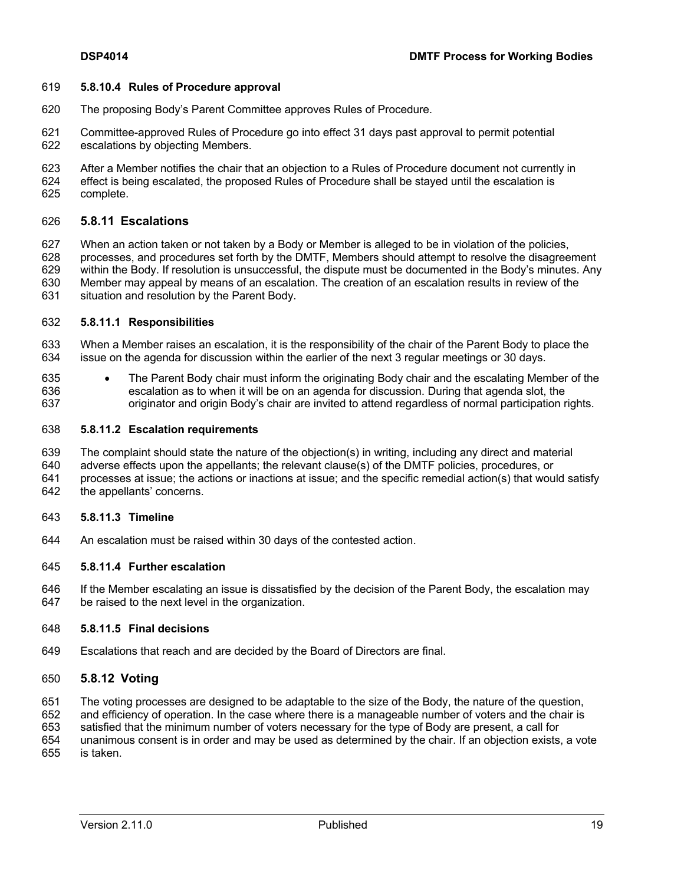#### 5.8.10.4 Rules of Procedure approval

The proposing Body's Parent Committee approves Rules of Procedure.

Committee-approved Rules of Procedure go into effect 31 days past approval to permit potential escalations by objecting Members.

After a Member notifies the chair that an objection to a Rules of Procedure document not currently in effect is being escalated, the proposed Rules of Procedure shall be stayed until the escalation is complete.

### 5.8.11 Escalations

When an action taken or not taken by a Body or Member is alleged to be in violation of the policies, processes, and procedures set forth by the DMTF, Members should attempt to resolve the disagreement within the Body. If resolution is unsuccessful, the dispute must be documented in the Body's minutes. Any Member may appeal by means of an escalation. The creation of an escalation results in review of the situation and resolution by the Parent Body.

#### 5.8.11.1 Responsibilities

When a Member raises an escalation, it is the responsibility of the chair of the Parent Body to place the issue on the agenda for discussion within the earlier of the next 3 regular meetings or 30 days.

- The Parent Body chair must inform the originating Body chair and the escalating Member of the escalation as to when it will be on an agenda for discussion. During that agenda slot, the originator and origin Body's chair are invited to attend regardless of normal participation rights.

#### 5.8.11.2 Escalation requirements

The complaint should state the nature of the objection(s) in writing, including any direct and material adverse effects upon the appellants; the relevant clause(s) of the DMTF policies, procedures, or processes at issue; the actions or inactions at issue; and the specific remedial action(s) that would satisfy the appellants' concerns.

#### 5.8.11.3 Timeline

An escalation must be raised within 30 days of the contested action.

#### 5.8.11.4 Further escalation

If the Member escalating an issue is dissatisfied by the decision of the Parent Body, the escalation may be raised to the next level in the organization.

#### 5.8.11.5 Final decisions

Escalations that reach and are decided by the Board of Directors are final.

### 5.8.12 Voting

The voting processes are designed to be adaptable to the size of the Body, the nature of the question, and efficiency of operation. In the case where there is a manageable number of voters and the chair is satisfied that the minimum number of voters necessary for the type of Body are present, a call for unanimous consent is in order and may be used as determined by the chair. If an objection exists, a vote is taken.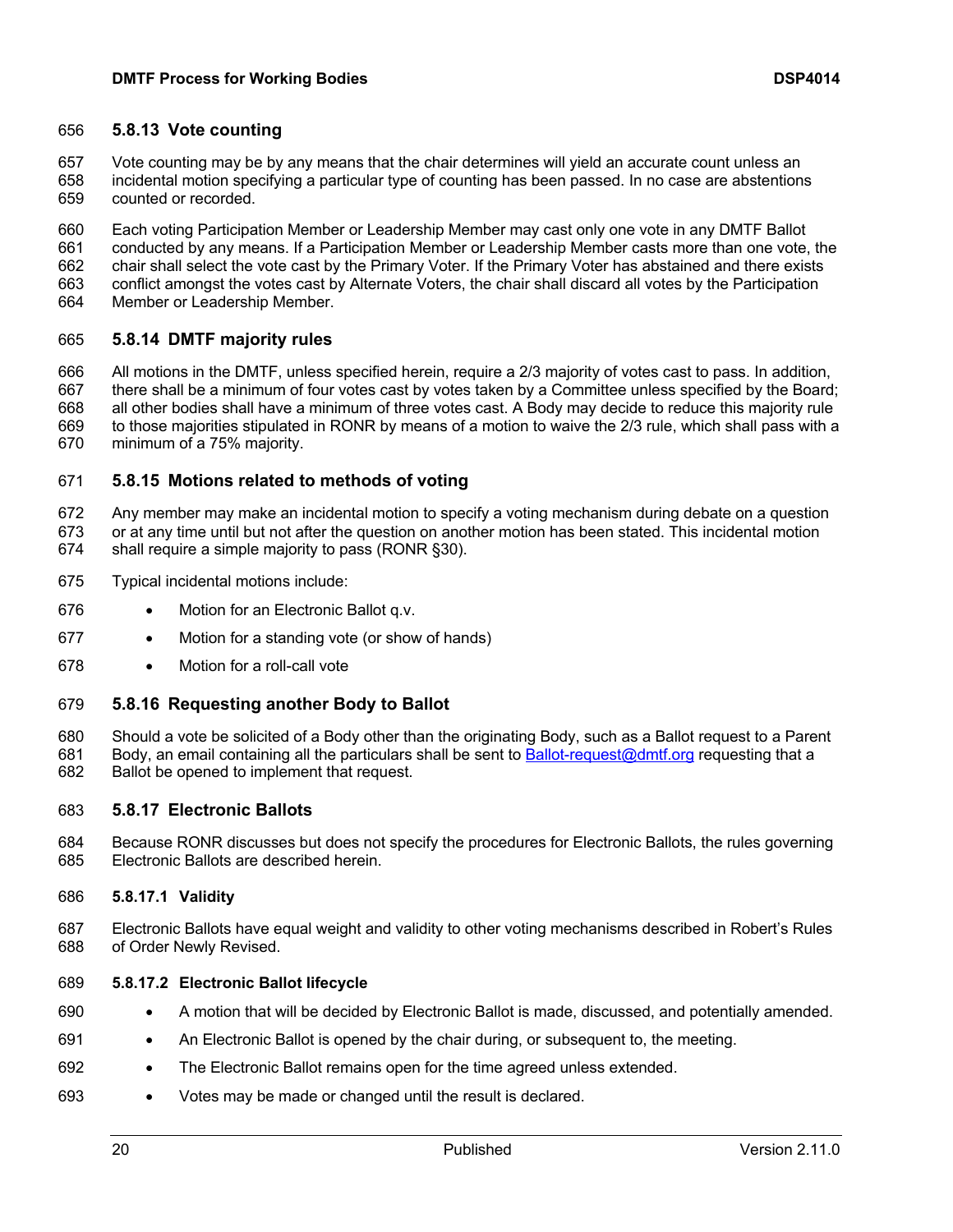### 5.8.13 Vote counting

Vote counting may be by any means that the chair determines will yield an accurate count unless an incidental motion specifying a particular type of counting has been passed. In no case are abstentions counted or recorded.

Each voting Participation Member or Leadership Member may cast only one vote in any DMTF Ballot conducted by any means. If a Participation Member or Leadership Member casts more than one vote, the chair shall select the vote cast by the Primary Voter. If the Primary Voter has abstained and there exists conflict amongst the votes cast by Alternate Voters, the chair shall discard all votes by the Participation Member or Leadership Member.

### 5.8.14 DMTF majority rules

All motions in the DMTF, unless specified herein, require a 2/3 majority of votes cast to pass. In addition, there shall be a minimum of four votes cast by votes taken by a Committee unless specified by the Board; all other bodies shall have a minimum of three votes cast. A Body may decide to reduce this majority rule to those majorities stipulated in RONR by means of a motion to waive the 2/3 rule, which shall pass with a minimum of a 75% majority.

### 5.8.15 Motions related to methods of voting

Any member may make an incidental motion to specify a voting mechanism during debate on a question or at any time until but not after the question on another motion has been stated. This incidental motion shall require a simple majority to pass (RONR §30).

Typical incidental motions include:

- Motion for an Electronic Ballot q.v.
- Motion for a standing vote (or show of hands)
- Motion for a roll-call vote

### 5.8.16 Requesting another Body to Ballot

Should a vote be solicited of a Body other than the originating Body, such as a Ballot request to a Parent Body, an email containing all the particulars shall be sent to Ballot-request@dmtf.org requesting that a Ballot be opened to implement that request.

### 5.8.17 Electronic Ballots

Because RONR discusses but does not specify the procedures for Electronic Ballots, the rules governing Electronic Ballots are described herein.

#### 5.8.17.1 Validity

Electronic Ballots have equal weight and validity to other voting mechanisms described in Robert's Rules of Order Newly Revised.

#### 5.8.17.2 Electronic Ballot lifecycle

- A motion that will be decided by Electronic Ballot is made, discussed, and potentially amended.
- An Electronic Ballot is opened by the chair during, or subsequent to, the meeting.
- The Electronic Ballot remains open for the time agreed unless extended.
- Votes may be made or changed until the result is declared.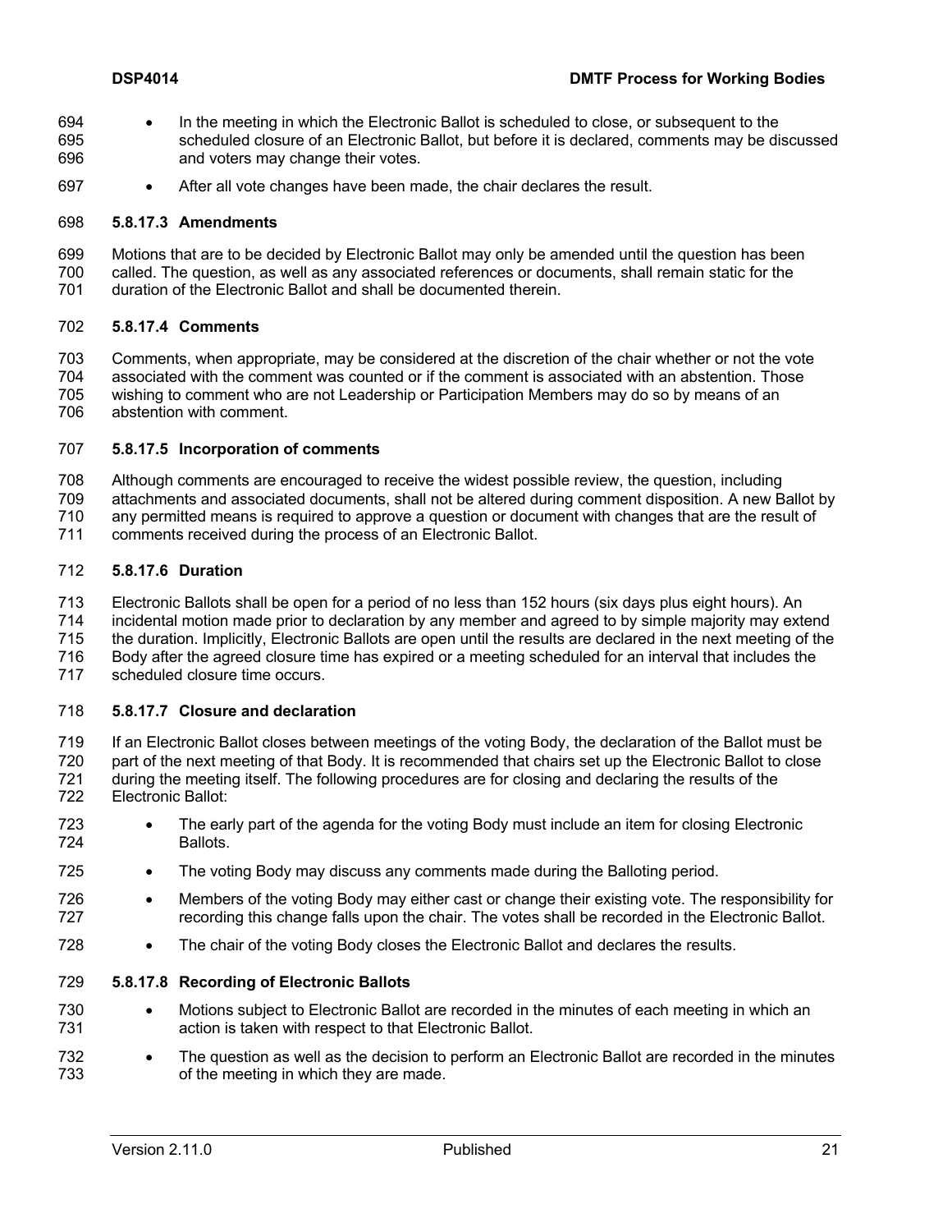- In the meeting in which the Electronic Ballot is scheduled to close, or subsequent to the scheduled closure of an Electronic Ballot, but before it is declared, comments may be discussed and voters may change their votes.
- After all vote changes have been made, the chair declares the result.

#### 5.8.17.3 Amendments

Motions that are to be decided by Electronic Ballot may only be amended until the question has been called. The question, as well as any associated references or documents, shall remain static for the duration of the Electronic Ballot and shall be documented therein.

#### 5.8.17.4 Comments

Comments, when appropriate, may be considered at the discretion of the chair whether or not the vote associated with the comment was counted or if the comment is associated with an abstention. Those wishing to comment who are not Leadership or Participation Members may do so by means of an abstention with comment.

#### 5.8.17.5 Incorporation of comments

Although comments are encouraged to receive the widest possible review, the question, including attachments and associated documents, shall not be altered during comment disposition. A new Ballot by any permitted means is required to approve a question or document with changes that are the result of comments received during the process of an Electronic Ballot.

#### 5.8.17.6 Duration

Electronic Ballots shall be open for a period of no less than 152 hours (six days plus eight hours). An incidental motion made prior to declaration by any member and agreed to by simple majority may extend the duration. Implicitly, Electronic Ballots are open until the results are declared in the next meeting of the Body after the agreed closure time has expired or a meeting scheduled for an interval that includes the scheduled closure time occurs.

#### 5.8.17.7 Closure and declaration

If an Electronic Ballot closes between meetings of the voting Body, the declaration of the Ballot must be part of the next meeting of that Body. It is recommended that chairs set up the Electronic Ballot to close during the meeting itself. The following procedures are for closing and declaring the results of the Electronic Ballot:

- The early part of the agenda for the voting Body must include an item for closing Electronic Ballots.
- The voting Body may discuss any comments made during the Balloting period.
- Members of the voting Body may either cast or change their existing vote. The responsibility for recording this change falls upon the chair. The votes shall be recorded in the Electronic Ballot.
- The chair of the voting Body closes the Electronic Ballot and declares the results.

#### 5.8.17.8 Recording of Electronic Ballots

- Motions subject to Electronic Ballot are recorded in the minutes of each meeting in which an action is taken with respect to that Electronic Ballot.
- The question as well as the decision to perform an Electronic Ballot are recorded in the minutes of the meeting in which they are made.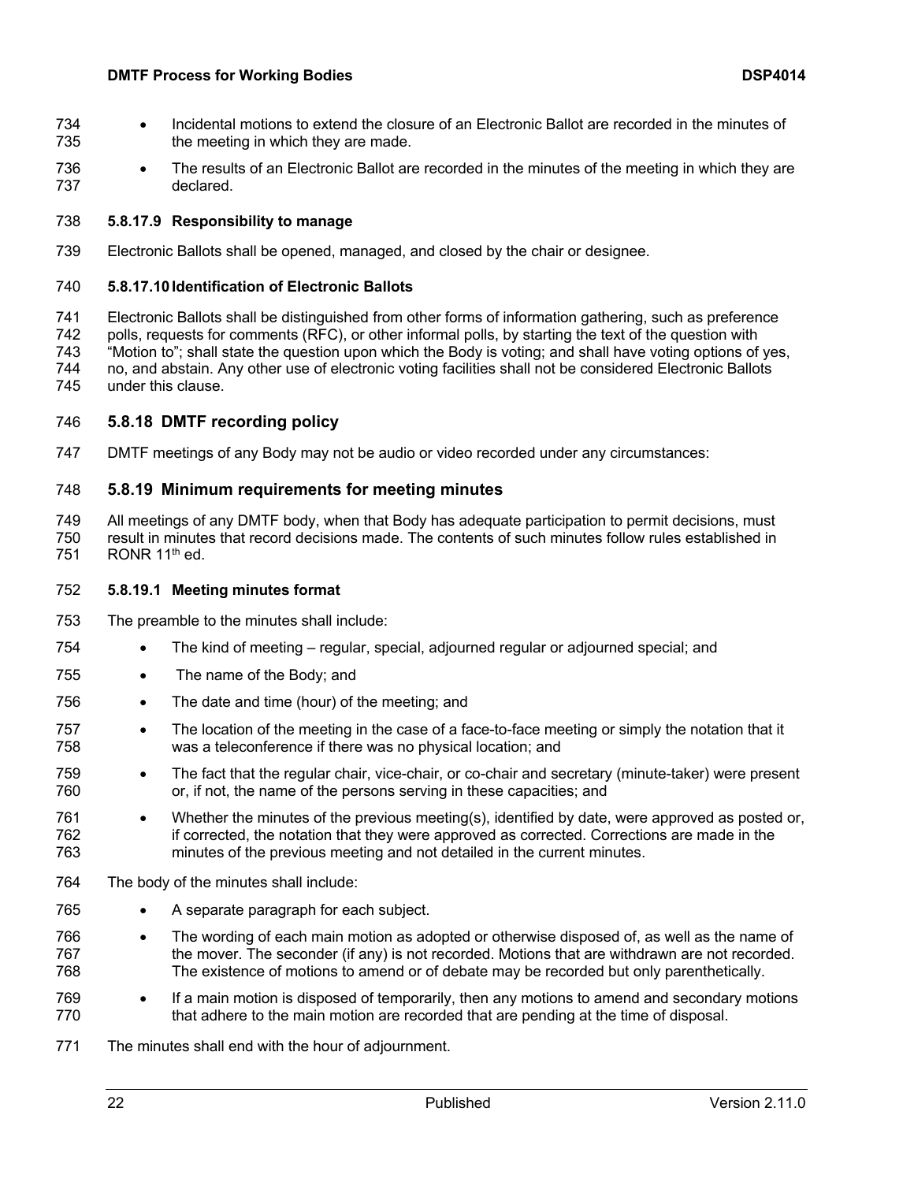- Incidental motions to extend the closure of an Electronic Ballot are recorded in the minutes of the meeting in which they are made.
- The results of an Electronic Ballot are recorded in the minutes of the meeting in which they are declared.

#### 5.8.17.9 Responsibility to manage

Electronic Ballots shall be opened, managed, and closed by the chair or designee.

#### 5.8.17.10 Identification of Electronic Ballots

Electronic Ballots shall be distinguished from other forms of information gathering, such as preference polls, requests for comments (RFC), or other informal polls, by starting the text of the question with "Motion to"; shall state the question upon which the Body is voting; and shall have voting options of yes, no, and abstain. Any other use of electronic voting facilities shall not be considered Electronic Ballots under this clause.

### 5.8.18 DMTF recording policy

DMTF meetings of any Body may not be audio or video recorded under any circumstances:

### 5.8.19 Minimum requirements for meeting minutes

All meetings of any DMTF body, when that Body has adequate participation to permit decisions, must result in minutes that record decisions made. The contents of such minutes follow rules established in RONR 11th ed.

#### 5.8.19.1 Meeting minutes format

The preamble to the minutes shall include:

- The kind of meeting – regular, special, adjourned regular or adjourned special; and
- The name of the Body; and
- The date and time (hour) of the meeting; and
- The location of the meeting in the case of a face-to-face meeting or simply the notation that it was a teleconference if there was no physical location; and
- The fact that the regular chair, vice-chair, or co-chair and secretary (minute-taker) were present or, if not, the name of the persons serving in these capacities; and
- Whether the minutes of the previous meeting(s), identified by date, were approved as posted or, if corrected, the notation that they were approved as corrected. Corrections are made in the minutes of the previous meeting and not detailed in the current minutes.

The body of the minutes shall include:

- A separate paragraph for each subject.
- The wording of each main motion as adopted or otherwise disposed of, as well as the name of the mover. The seconder (if any) is not recorded. Motions that are withdrawn are not recorded. The existence of motions to amend or of debate may be recorded but only parenthetically.
- If a main motion is disposed of temporarily, then any motions to amend and secondary motions that adhere to the main motion are recorded that are pending at the time of disposal.

The minutes shall end with the hour of adjournment.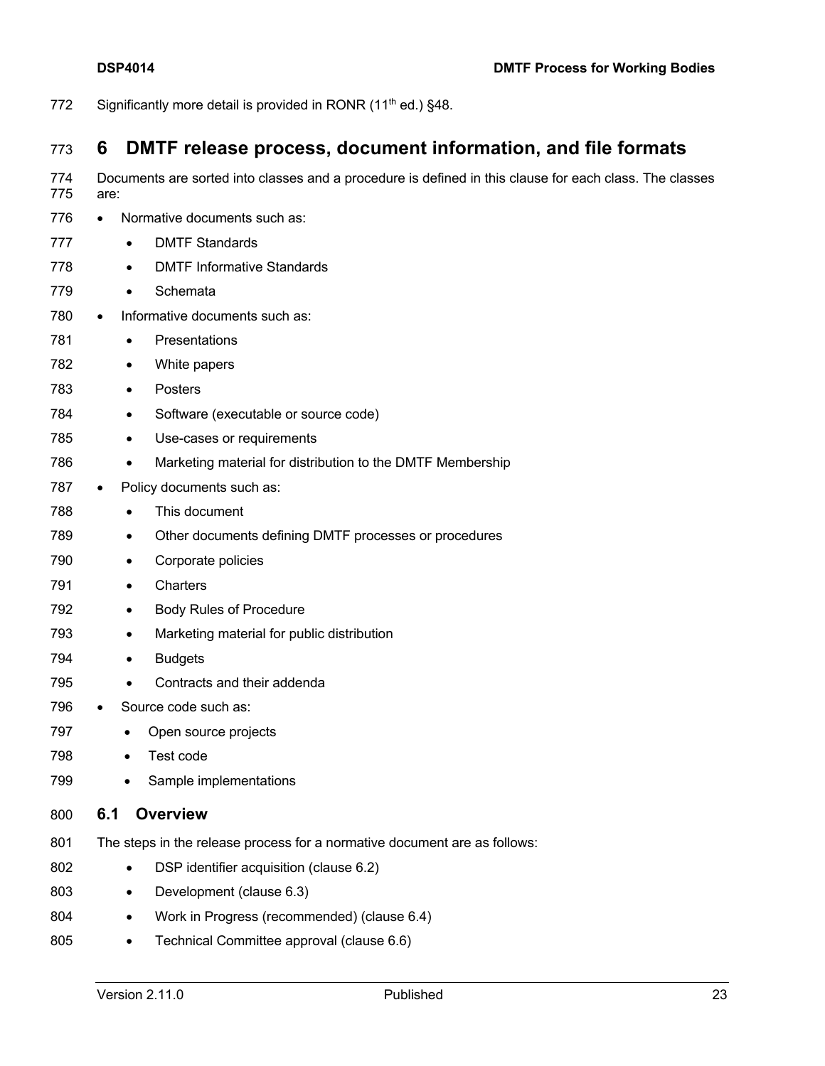Significantly more detail is provided in RONR (11th ed.) §48.

# 6 DMTF release process, document information, and file formats

Documents are sorted into classes and a procedure is defined in this clause for each class. The classes are:

- Normative documents such as:
  - DMTF Standards
  - DMTF Informative Standards
  - Schemata
- Informative documents such as:
  - Presentations
  - White papers
  - Posters
  - Software (executable or source code)
  - Use-cases or requirements
  - Marketing material for distribution to the DMTF Membership
- Policy documents such as:
  - This document
  - Other documents defining DMTF processes or procedures
  - Corporate policies
  - Charters
  - Body Rules of Procedure
  - Marketing material for public distribution
  - Budgets
  - Contracts and their addenda
- Source code such as:
  - Open source projects
  - Test code
  - Sample implementations

## 6.1 Overview

The steps in the release process for a normative document are as follows:

- DSP identifier acquisition (clause 6.2)
- Development (clause 6.3)
- Work in Progress (recommended) (clause 6.4)
- Technical Committee approval (clause 6.6)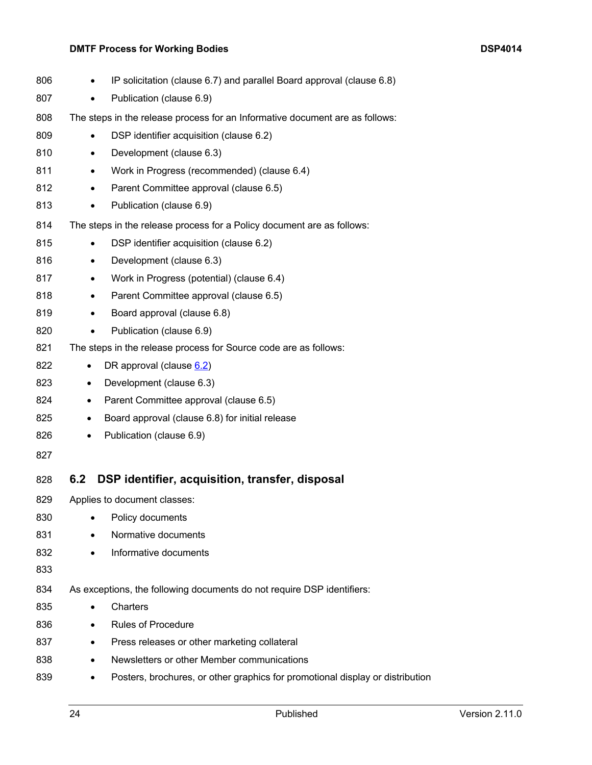- IP solicitation (clause 6.7) and parallel Board approval (clause 6.8)
- Publication (clause 6.9)

The steps in the release process for an Informative document are as follows:

- DSP identifier acquisition (clause 6.2)
- Development (clause 6.3)
- Work in Progress (recommended) (clause 6.4)
- Parent Committee approval (clause 6.5)
- Publication (clause 6.9)

The steps in the release process for a Policy document are as follows:

- DSP identifier acquisition (clause 6.2)
- Development (clause 6.3)
- Work in Progress (potential) (clause 6.4)
- Parent Committee approval (clause 6.5)
- Board approval (clause 6.8)
- Publication (clause 6.9)

The steps in the release process for Source code are as follows:

- DR approval (clause 6.2)
- Development (clause 6.3)
- Parent Committee approval (clause 6.5)
- Board approval (clause 6.8) for initial release
- Publication (clause 6.9)

## 6.2 DSP identifier, acquisition, transfer, disposal

Applies to document classes:

- Policy documents
- Normative documents
- Informative documents

As exceptions, the following documents do not require DSP identifiers:

- Charters
- Rules of Procedure
- Press releases or other marketing collateral
- Newsletters or other Member communications
- Posters, brochures, or other graphics for promotional display or distribution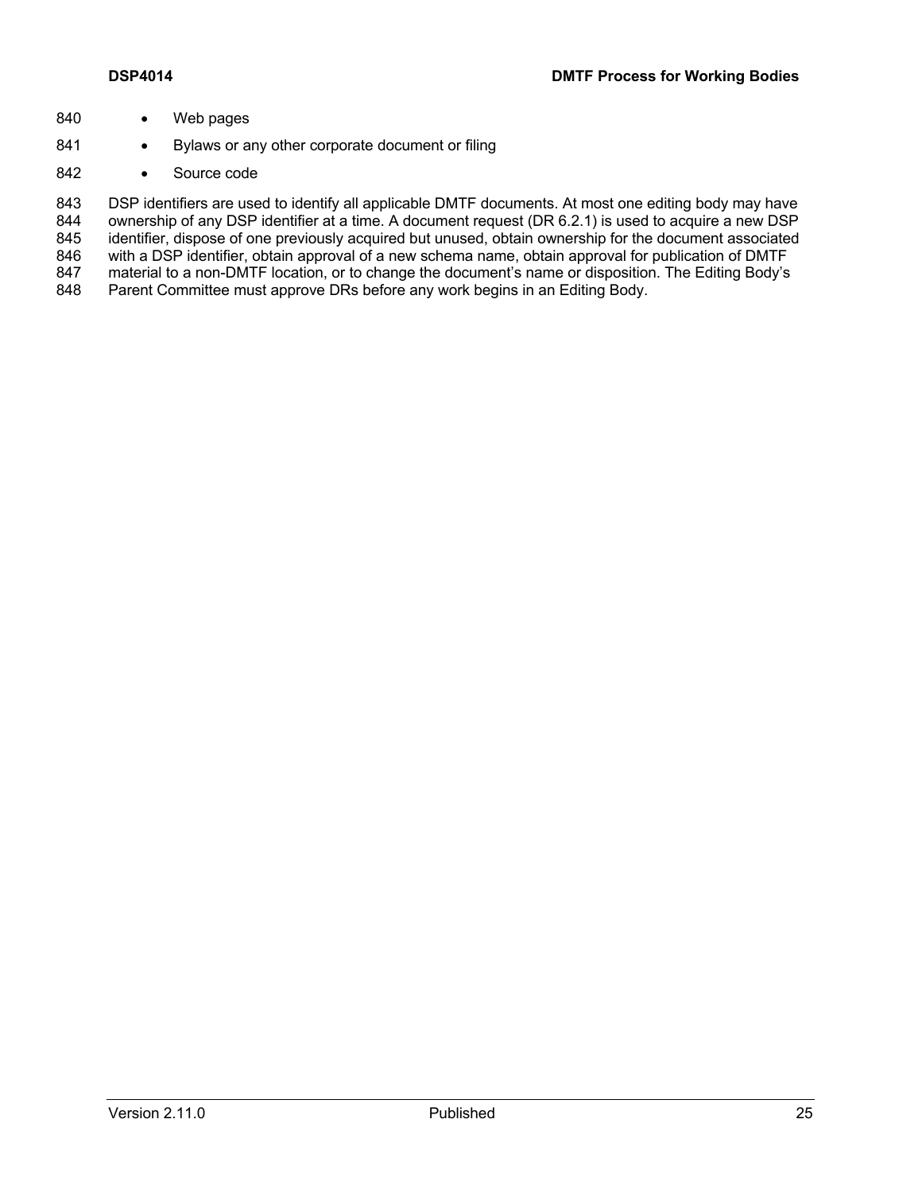- Web pages
- Bylaws or any other corporate document or filing
- Source code

DSP identifiers are used to identify all applicable DMTF documents. At most one editing body may have ownership of any DSP identifier at a time. A document request (DR 6.2.1) is used to acquire a new DSP identifier, dispose of one previously acquired but unused, obtain ownership for the document associated with a DSP identifier, obtain approval of a new schema name, obtain approval for publication of DMTF material to a non-DMTF location, or to change the document's name or disposition. The Editing Body's Parent Committee must approve DRs before any work begins in an Editing Body.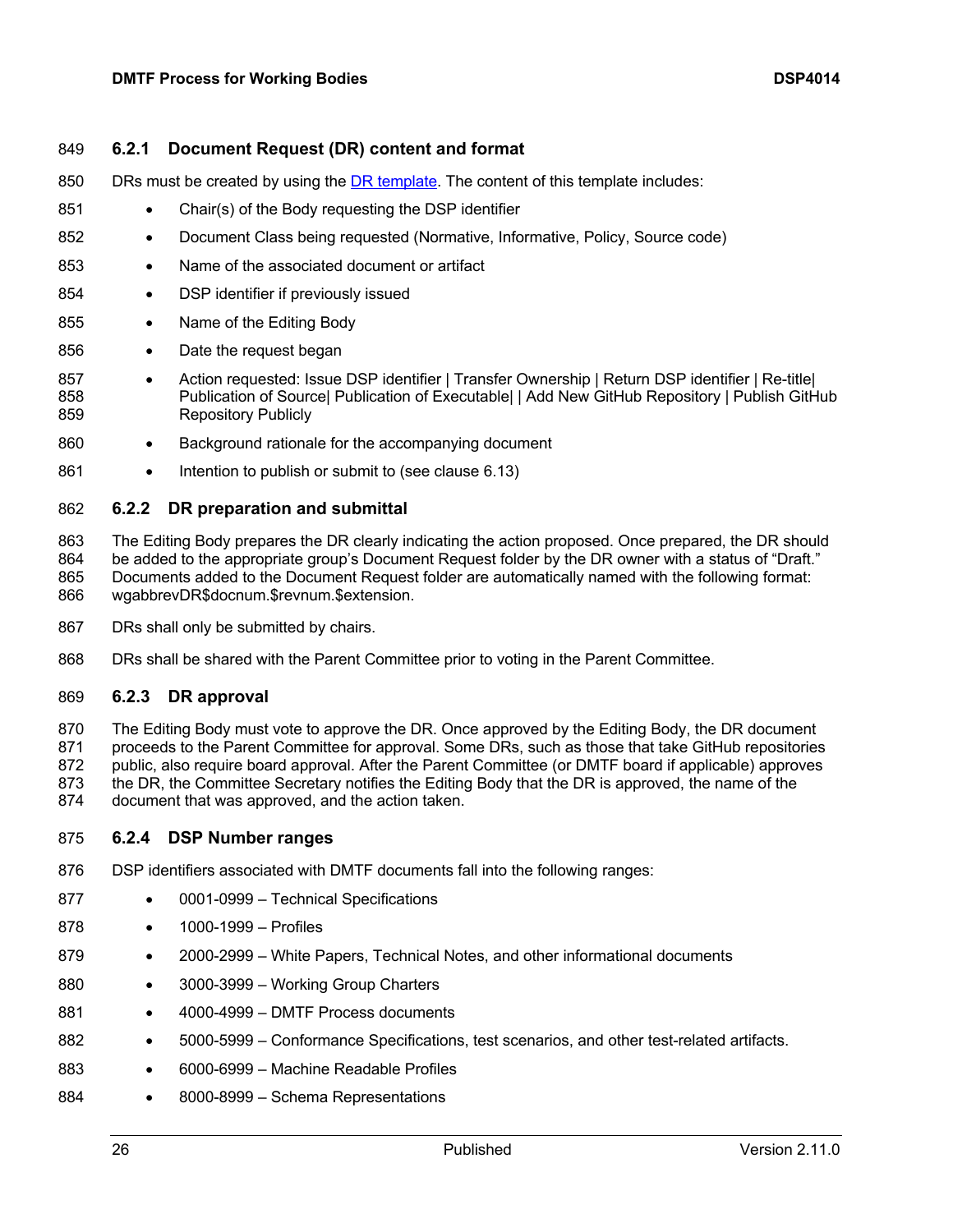### 6.2.1 Document Request (DR) content and format

DRs must be created by using the DR template. The content of this template includes:

- Chair(s) of the Body requesting the DSP identifier
- Document Class being requested (Normative, Informative, Policy, Source code)
- Name of the associated document or artifact
- DSP identifier if previously issued
- Name of the Editing Body
- Date the request began
- Action requested: Issue DSP identifier | Transfer Ownership | Return DSP identifier | Re-title| Publication of Source| Publication of Executable| | Add New GitHub Repository | Publish GitHub Repository Publicly
- Background rationale for the accompanying document
- Intention to publish or submit to (see clause 6.13)

### 6.2.2 DR preparation and submittal

The Editing Body prepares the DR clearly indicating the action proposed. Once prepared, the DR should be added to the appropriate group's Document Request folder by the DR owner with a status of "Draft." Documents added to the Document Request folder are automatically named with the following format: wgabbrevDR$docnum.$revnum.$extension.

DRs shall only be submitted by chairs.

DRs shall be shared with the Parent Committee prior to voting in the Parent Committee.

### 6.2.3 DR approval

The Editing Body must vote to approve the DR. Once approved by the Editing Body, the DR document proceeds to the Parent Committee for approval. Some DRs, such as those that take GitHub repositories public, also require board approval. After the Parent Committee (or DMTF board if applicable) approves the DR, the Committee Secretary notifies the Editing Body that the DR is approved, the name of the document that was approved, and the action taken.

### 6.2.4 DSP Number ranges

DSP identifiers associated with DMTF documents fall into the following ranges:

- 0001-0999 – Technical Specifications
- 1000-1999 – Profiles
- 2000-2999 – White Papers, Technical Notes, and other informational documents
- 3000-3999 – Working Group Charters
- 4000-4999 – DMTF Process documents
- 5000-5999 – Conformance Specifications, test scenarios, and other test-related artifacts.
- 6000-6999 – Machine Readable Profiles
- 8000-8999 – Schema Representations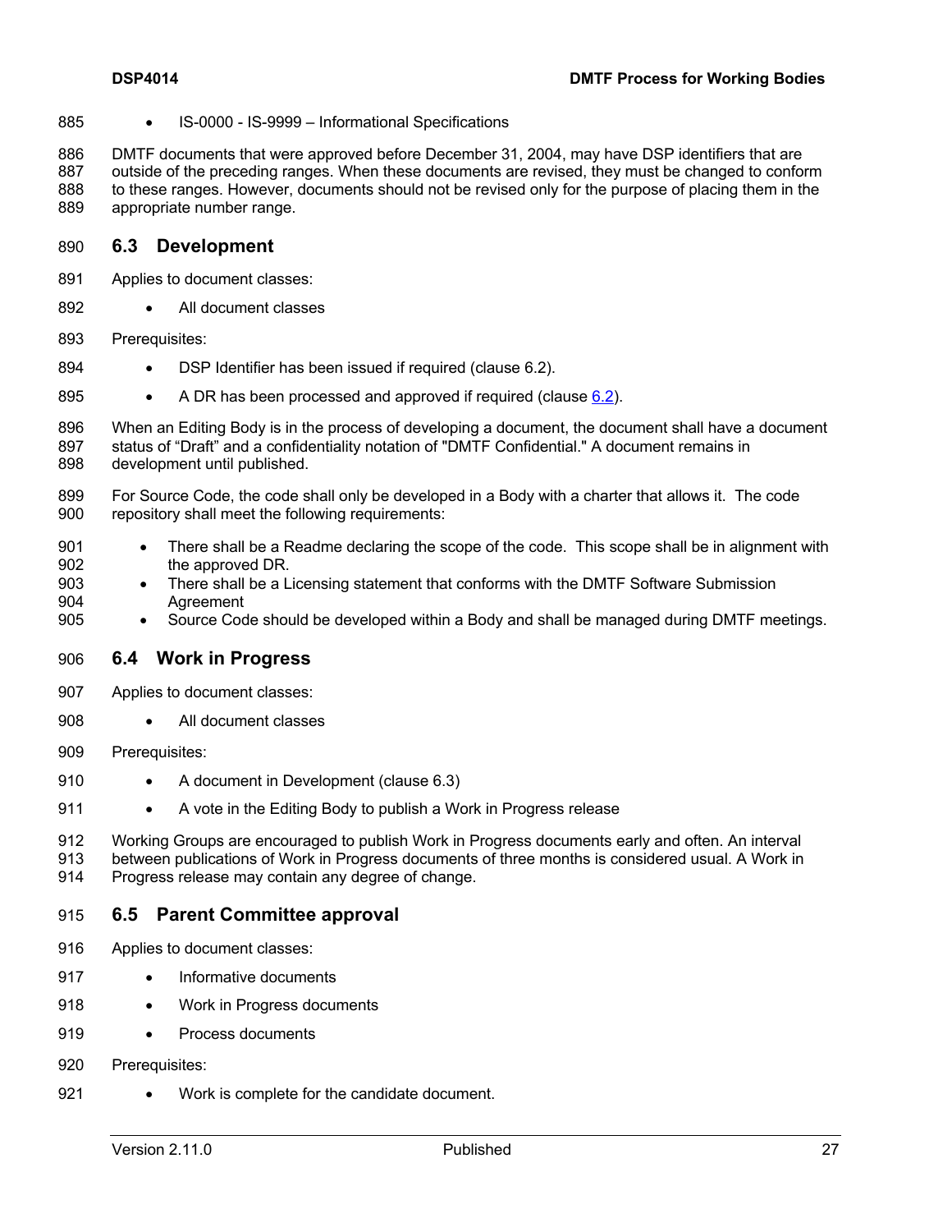- IS-0000 - IS-9999 – Informational Specifications

DMTF documents that were approved before December 31, 2004, may have DSP identifiers that are outside of the preceding ranges. When these documents are revised, they must be changed to conform to these ranges. However, documents should not be revised only for the purpose of placing them in the appropriate number range.

## 6.3 Development

Applies to document classes:

- All document classes

Prerequisites:

- DSP Identifier has been issued if required (clause 6.2).
- A DR has been processed and approved if required (clause 6.2).

When an Editing Body is in the process of developing a document, the document shall have a document status of "Draft" and a confidentiality notation of "DMTF Confidential." A document remains in development until published.

For Source Code, the code shall only be developed in a Body with a charter that allows it. The code repository shall meet the following requirements:

- There shall be a Readme declaring the scope of the code. This scope shall be in alignment with the approved DR.
- There shall be a Licensing statement that conforms with the DMTF Software Submission Agreement
- Source Code should be developed within a Body and shall be managed during DMTF meetings.

## 6.4 Work in Progress

Applies to document classes:

- All document classes

Prerequisites:

- A document in Development (clause 6.3)
- A vote in the Editing Body to publish a Work in Progress release

Working Groups are encouraged to publish Work in Progress documents early and often. An interval between publications of Work in Progress documents of three months is considered usual. A Work in Progress release may contain any degree of change.

## 6.5 Parent Committee approval

Applies to document classes:

- Informative documents
- Work in Progress documents
- Process documents

Prerequisites:

- Work is complete for the candidate document.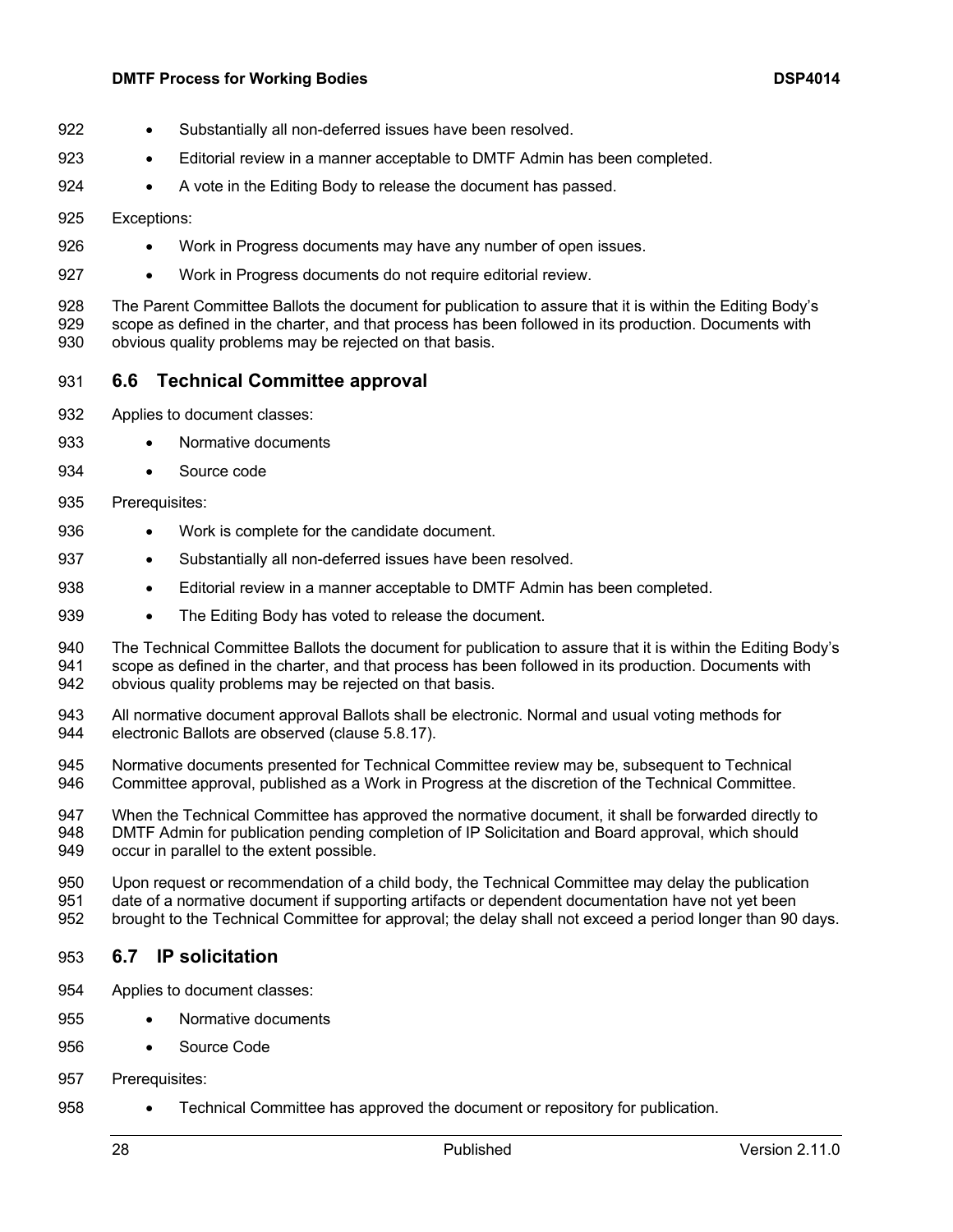- Substantially all non-deferred issues have been resolved.
- Editorial review in a manner acceptable to DMTF Admin has been completed.
- A vote in the Editing Body to release the document has passed.

Exceptions:

- Work in Progress documents may have any number of open issues.
- Work in Progress documents do not require editorial review.

The Parent Committee Ballots the document for publication to assure that it is within the Editing Body's scope as defined in the charter, and that process has been followed in its production. Documents with obvious quality problems may be rejected on that basis.

## 6.6 Technical Committee approval

Applies to document classes:

- Normative documents
- Source code

Prerequisites:

- Work is complete for the candidate document.
- Substantially all non-deferred issues have been resolved.
- Editorial review in a manner acceptable to DMTF Admin has been completed.
- The Editing Body has voted to release the document.

The Technical Committee Ballots the document for publication to assure that it is within the Editing Body's scope as defined in the charter, and that process has been followed in its production. Documents with obvious quality problems may be rejected on that basis.

All normative document approval Ballots shall be electronic. Normal and usual voting methods for electronic Ballots are observed (clause 5.8.17).

Normative documents presented for Technical Committee review may be, subsequent to Technical Committee approval, published as a Work in Progress at the discretion of the Technical Committee.

When the Technical Committee has approved the normative document, it shall be forwarded directly to DMTF Admin for publication pending completion of IP Solicitation and Board approval, which should occur in parallel to the extent possible.

Upon request or recommendation of a child body, the Technical Committee may delay the publication date of a normative document if supporting artifacts or dependent documentation have not yet been brought to the Technical Committee for approval; the delay shall not exceed a period longer than 90 days.

## 6.7 IP solicitation

Applies to document classes:

- Normative documents
- Source Code

Prerequisites:

- Technical Committee has approved the document or repository for publication.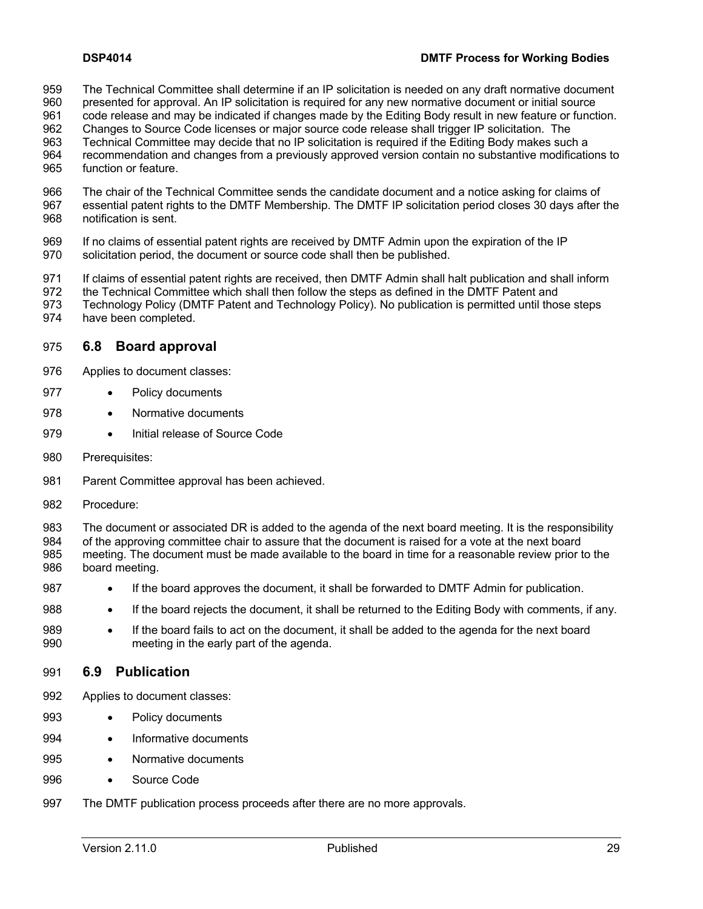The Technical Committee shall determine if an IP solicitation is needed on any draft normative document presented for approval. An IP solicitation is required for any new normative document or initial source code release and may be indicated if changes made by the Editing Body result in new feature or function. Changes to Source Code licenses or major source code release shall trigger IP solicitation. The Technical Committee may decide that no IP solicitation is required if the Editing Body makes such a recommendation and changes from a previously approved version contain no substantive modifications to function or feature.

The chair of the Technical Committee sends the candidate document and a notice asking for claims of essential patent rights to the DMTF Membership. The DMTF IP solicitation period closes 30 days after the notification is sent.

If no claims of essential patent rights are received by DMTF Admin upon the expiration of the IP solicitation period, the document or source code shall then be published.

If claims of essential patent rights are received, then DMTF Admin shall halt publication and shall inform the Technical Committee which shall then follow the steps as defined in the DMTF Patent and Technology Policy (DMTF Patent and Technology Policy). No publication is permitted until those steps have been completed.

## 6.8 Board approval

Applies to document classes:

- Policy documents
- Normative documents
- Initial release of Source Code

Prerequisites:

Parent Committee approval has been achieved.

Procedure:

The document or associated DR is added to the agenda of the next board meeting. It is the responsibility of the approving committee chair to assure that the document is raised for a vote at the next board meeting. The document must be made available to the board in time for a reasonable review prior to the board meeting.

- If the board approves the document, it shall be forwarded to DMTF Admin for publication.
- If the board rejects the document, it shall be returned to the Editing Body with comments, if any.
- If the board fails to act on the document, it shall be added to the agenda for the next board meeting in the early part of the agenda.

## 6.9 Publication

Applies to document classes:

- Policy documents
- Informative documents
- Normative documents
- Source Code

The DMTF publication process proceeds after there are no more approvals.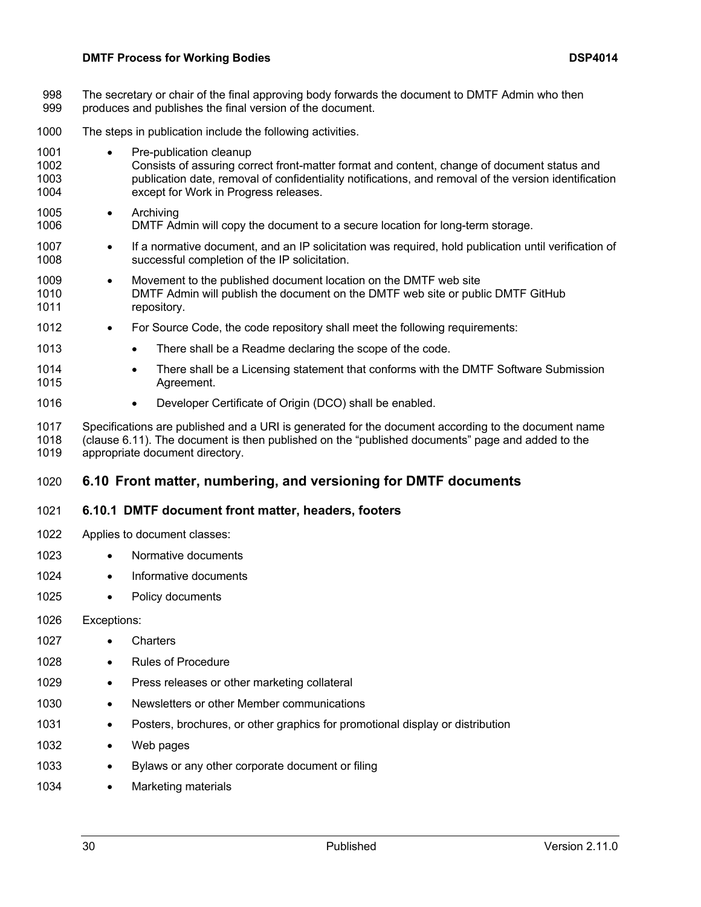The secretary or chair of the final approving body forwards the document to DMTF Admin who then produces and publishes the final version of the document.

The steps in publication include the following activities.

- Pre-publication cleanup
  Consists of assuring correct front-matter format and content, change of document status and publication date, removal of confidentiality notifications, and removal of the version identification except for Work in Progress releases.
- Archiving
  DMTF Admin will copy the document to a secure location for long-term storage.
- If a normative document, and an IP solicitation was required, hold publication until verification of successful completion of the IP solicitation.
- Movement to the published document location on the DMTF web site
  DMTF Admin will publish the document on the DMTF web site or public DMTF GitHub repository.
- For Source Code, the code repository shall meet the following requirements:
  - There shall be a Readme declaring the scope of the code.
  - There shall be a Licensing statement that conforms with the DMTF Software Submission Agreement.
  - Developer Certificate of Origin (DCO) shall be enabled.

Specifications are published and a URI is generated for the document according to the document name (clause 6.11). The document is then published on the "published documents" page and added to the appropriate document directory.

## 6.10 Front matter, numbering, and versioning for DMTF documents

### 6.10.1 DMTF document front matter, headers, footers

Applies to document classes:

- Normative documents
- Informative documents
- Policy documents

Exceptions:

- Charters
- Rules of Procedure
- Press releases or other marketing collateral
- Newsletters or other Member communications
- Posters, brochures, or other graphics for promotional display or distribution
- Web pages
- Bylaws or any other corporate document or filing
- Marketing materials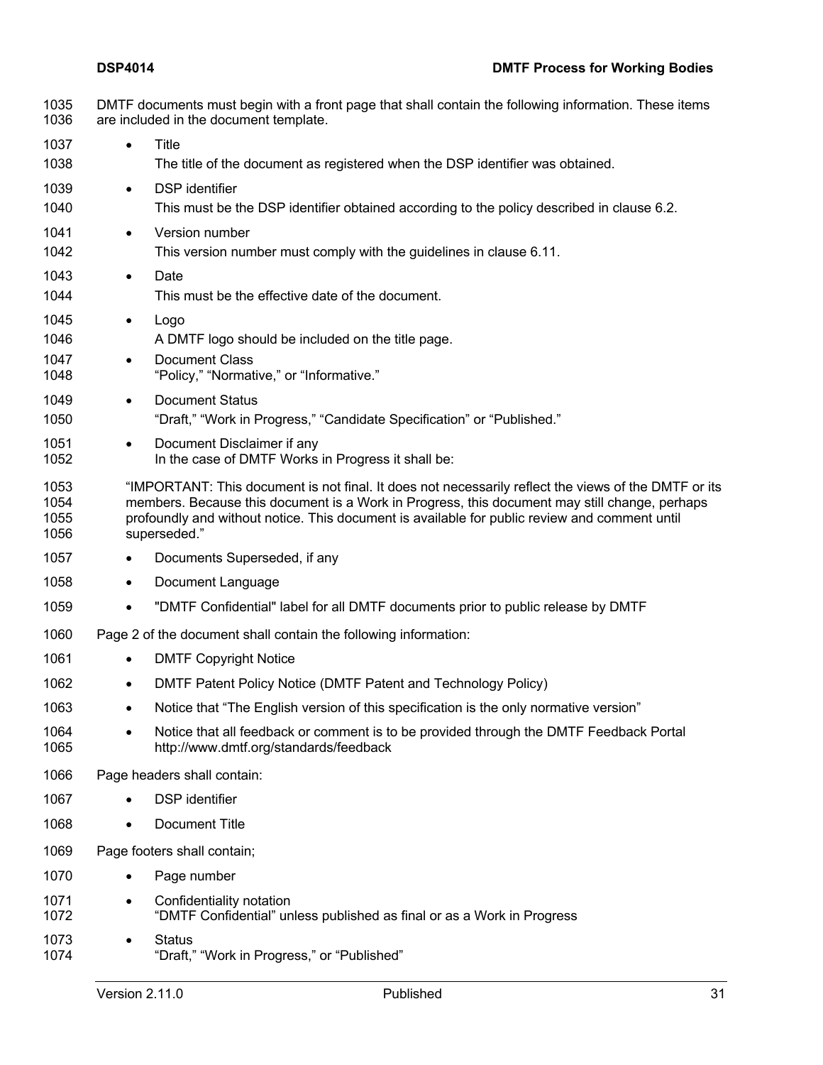DMTF documents must begin with a front page that shall contain the following information. These items are included in the document template.

- Title

  The title of the document as registered when the DSP identifier was obtained.

- DSP identifier

  This must be the DSP identifier obtained according to the policy described in clause 6.2.

- Version number

  This version number must comply with the guidelines in clause 6.11.

- Date

  This must be the effective date of the document.

- Logo

  A DMTF logo should be included on the title page.

- Document Class

  "Policy," "Normative," or "Informative."

- Document Status

  "Draft," "Work in Progress," "Candidate Specification" or "Published."

- Document Disclaimer if any

  In the case of DMTF Works in Progress it shall be:

  "IMPORTANT: This document is not final. It does not necessarily reflect the views of the DMTF or its members. Because this document is a Work in Progress, this document may still change, perhaps profoundly and without notice. This document is available for public review and comment until superseded."

- Documents Superseded, if any
- Document Language
- "DMTF Confidential" label for all DMTF documents prior to public release by DMTF

Page 2 of the document shall contain the following information:

- DMTF Copyright Notice
- DMTF Patent Policy Notice (DMTF Patent and Technology Policy)
- Notice that "The English version of this specification is the only normative version"
- Notice that all feedback or comment is to be provided through the DMTF Feedback Portal http://www.dmtf.org/standards/feedback

Page headers shall contain:

- DSP identifier
- Document Title

Page footers shall contain;

- Page number
- Confidentiality notation

  "DMTF Confidential" unless published as final or as a Work in Progress

- Status

  "Draft," "Work in Progress," or "Published"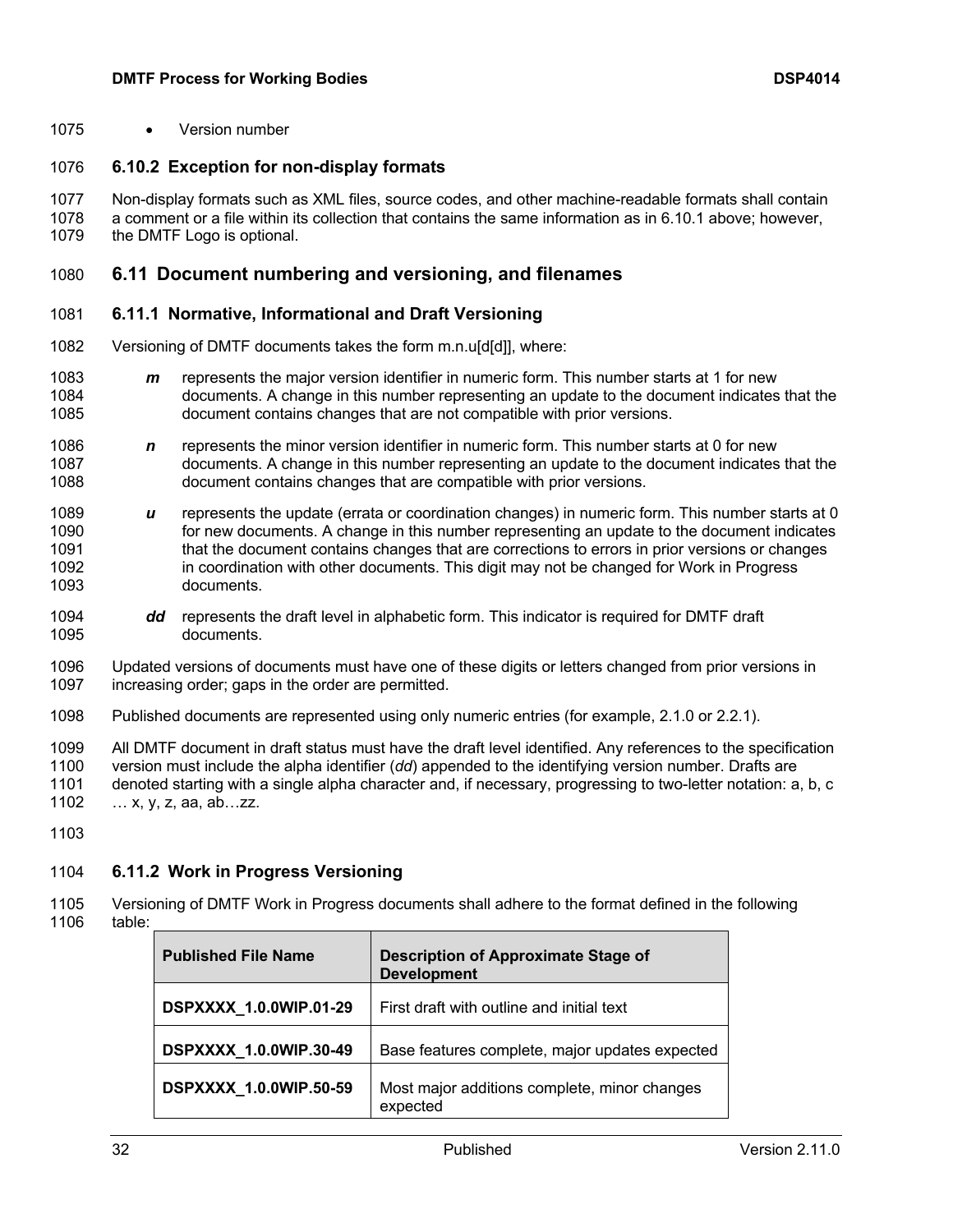- Version number

### 6.10.2 Exception for non-display formats

Non-display formats such as XML files, source codes, and other machine-readable formats shall contain a comment or a file within its collection that contains the same information as in 6.10.1 above; however, the DMTF Logo is optional.

## 6.11 Document numbering and versioning, and filenames

### 6.11.1 Normative, Informational and Draft Versioning

Versioning of DMTF documents takes the form m.n.u[d[d]], where:

***m*** represents the major version identifier in numeric form. This number starts at 1 for new documents. A change in this number representing an update to the document indicates that the document contains changes that are not compatible with prior versions.

***n*** represents the minor version identifier in numeric form. This number starts at 0 for new documents. A change in this number representing an update to the document indicates that the document contains changes that are compatible with prior versions.

***u*** represents the update (errata or coordination changes) in numeric form. This number starts at 0 for new documents. A change in this number representing an update to the document indicates that the document contains changes that are corrections to errors in prior versions or changes in coordination with other documents. This digit may not be changed for Work in Progress documents.

***dd*** represents the draft level in alphabetic form. This indicator is required for DMTF draft documents.

Updated versions of documents must have one of these digits or letters changed from prior versions in increasing order; gaps in the order are permitted.

Published documents are represented using only numeric entries (for example, 2.1.0 or 2.2.1).

All DMTF document in draft status must have the draft level identified. Any references to the specification version must include the alpha identifier (*dd*) appended to the identifying version number. Drafts are denoted starting with a single alpha character and, if necessary, progressing to two-letter notation: a, b, c … x, y, z, aa, ab…zz.

### 6.11.2 Work in Progress Versioning

Versioning of DMTF Work in Progress documents shall adhere to the format defined in the following table:

| Published File Name | Description of Approximate Stage of Development |
| --- | --- |
| **DSPXXXX_1.0.0WIP.01-29** | First draft with outline and initial text |
| **DSPXXXX_1.0.0WIP.30-49** | Base features complete, major updates expected |
| **DSPXXXX_1.0.0WIP.50-59** | Most major additions complete, minor changes expected |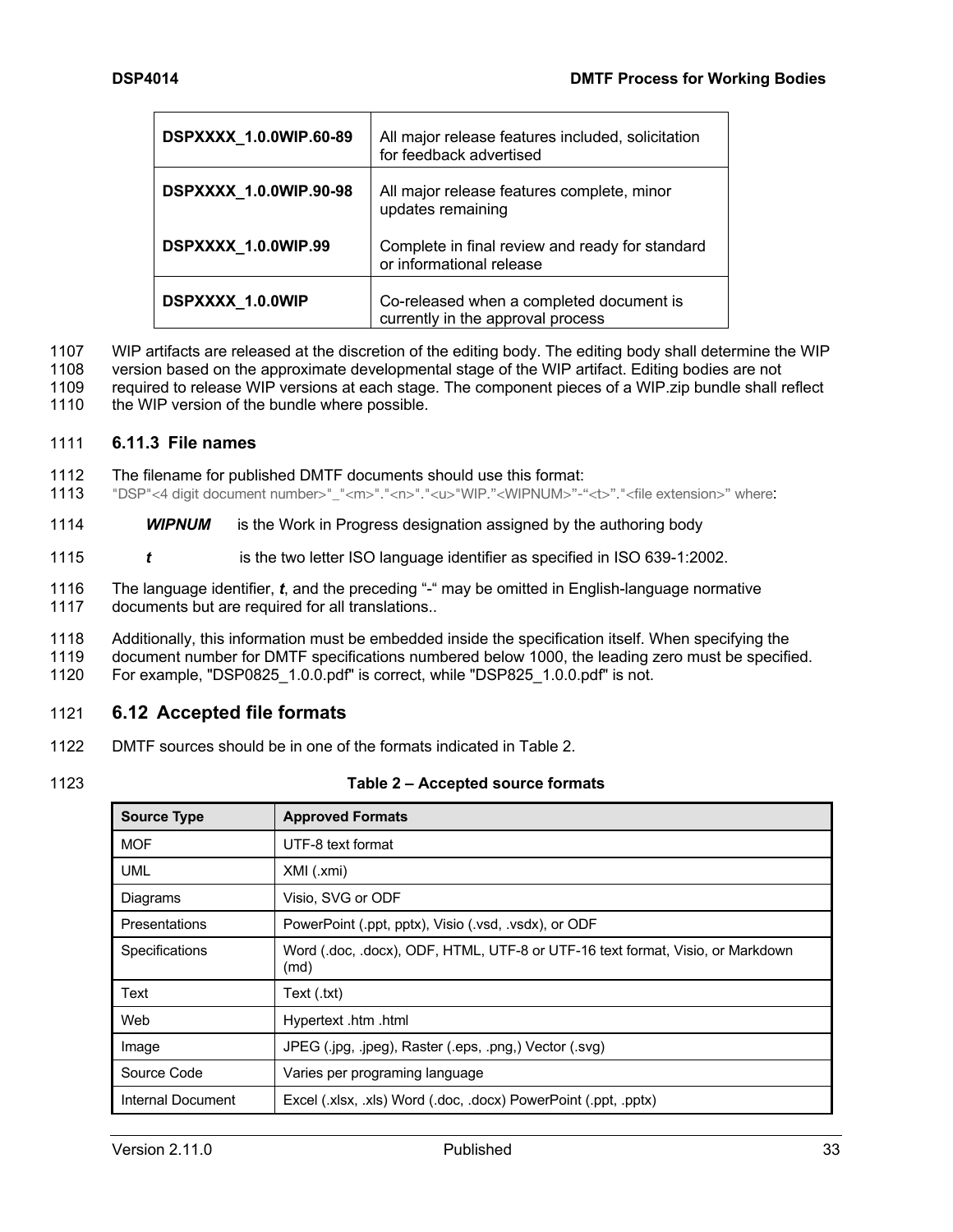| | |
|---|---|
| **DSPXXXX_1.0.0WIP.60-89** | All major release features included, solicitation for feedback advertised |
| **DSPXXXX_1.0.0WIP.90-98** | All major release features complete, minor updates remaining |
| **DSPXXXX_1.0.0WIP.99** | Complete in final review and ready for standard or informational release |
| **DSPXXXX_1.0.0WIP** | Co-released when a completed document is currently in the approval process |

WIP artifacts are released at the discretion of the editing body. The editing body shall determine the WIP version based on the approximate developmental stage of the WIP artifact. Editing bodies are not required to release WIP versions at each stage. The component pieces of a WIP.zip bundle shall reflect the WIP version of the bundle where possible.

### 6.11.3 File names

The filename for published DMTF documents should use this format:
"DSP"<4 digit document number>"_"<m>"."<n>"."<u>"WIP."<WIPNUM>"-"<t>"."<file extension>" where:

***WIPNUM*** is the Work in Progress designation assigned by the authoring body

***t*** is the two letter ISO language identifier as specified in ISO 639-1:2002.

The language identifier, ***t***, and the preceding "-" may be omitted in English-language normative documents but are required for all translations..

Additionally, this information must be embedded inside the specification itself. When specifying the document number for DMTF specifications numbered below 1000, the leading zero must be specified. For example, "DSP0825_1.0.0.pdf" is correct, while "DSP825_1.0.0.pdf" is not.

## 6.12 Accepted file formats

DMTF sources should be in one of the formats indicated in Table 2.

**Table 2 – Accepted source formats**

| Source Type | Approved Formats |
|---|---|
| MOF | UTF-8 text format |
| UML | XMI (.xmi) |
| Diagrams | Visio, SVG or ODF |
| Presentations | PowerPoint (.ppt, pptx), Visio (.vsd, .vsdx), or ODF |
| Specifications | Word (.doc, .docx), ODF, HTML, UTF-8 or UTF-16 text format, Visio, or Markdown (md) |
| Text | Text (.txt) |
| Web | Hypertext .htm .html |
| Image | JPEG (.jpg, .jpeg), Raster (.eps, .png,) Vector (.svg) |
| Source Code | Varies per programing language |
| Internal Document | Excel (.xlsx, .xls) Word (.doc, .docx) PowerPoint (.ppt, .pptx) |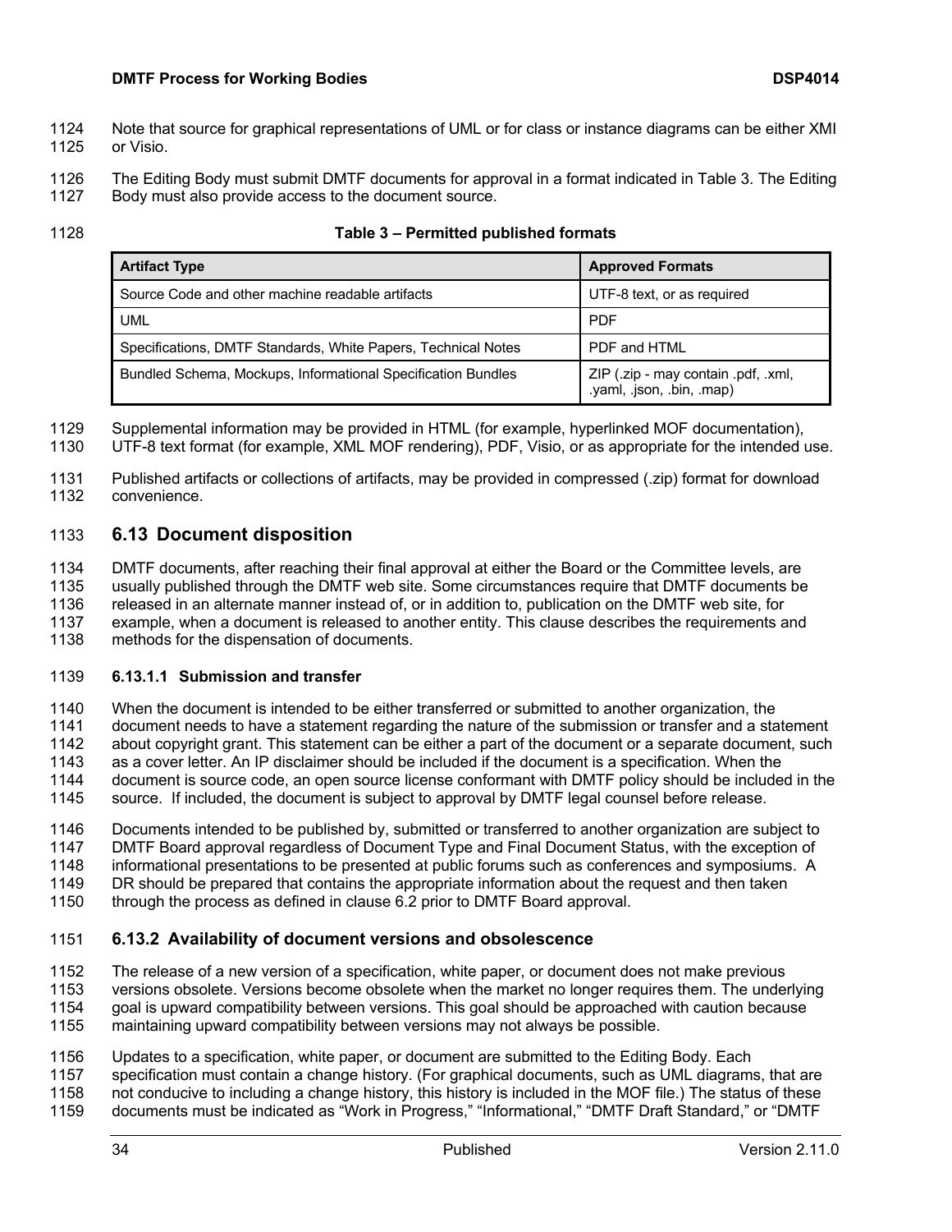Note that source for graphical representations of UML or for class or instance diagrams can be either XMI or Visio.

The Editing Body must submit DMTF documents for approval in a format indicated in Table 3. The Editing Body must also provide access to the document source.

**Table 3 – Permitted published formats**

| Artifact Type | Approved Formats |
| --- | --- |
| Source Code and other machine readable artifacts | UTF-8 text, or as required |
| UML | PDF |
| Specifications, DMTF Standards, White Papers, Technical Notes | PDF and HTML |
| Bundled Schema, Mockups, Informational Specification Bundles | ZIP (.zip - may contain .pdf, .xml, .yaml, .json, .bin, .map) |

Supplemental information may be provided in HTML (for example, hyperlinked MOF documentation), UTF-8 text format (for example, XML MOF rendering), PDF, Visio, or as appropriate for the intended use.

Published artifacts or collections of artifacts, may be provided in compressed (.zip) format for download convenience.

## 6.13 Document disposition

DMTF documents, after reaching their final approval at either the Board or the Committee levels, are usually published through the DMTF web site. Some circumstances require that DMTF documents be released in an alternate manner instead of, or in addition to, publication on the DMTF web site, for example, when a document is released to another entity. This clause describes the requirements and methods for the dispensation of documents.

#### 6.13.1.1 Submission and transfer

When the document is intended to be either transferred or submitted to another organization, the document needs to have a statement regarding the nature of the submission or transfer and a statement about copyright grant. This statement can be either a part of the document or a separate document, such as a cover letter. An IP disclaimer should be included if the document is a specification. When the document is source code, an open source license conformant with DMTF policy should be included in the source. If included, the document is subject to approval by DMTF legal counsel before release.

Documents intended to be published by, submitted or transferred to another organization are subject to DMTF Board approval regardless of Document Type and Final Document Status, with the exception of informational presentations to be presented at public forums such as conferences and symposiums. A DR should be prepared that contains the appropriate information about the request and then taken through the process as defined in clause 6.2 prior to DMTF Board approval.

### 6.13.2 Availability of document versions and obsolescence

The release of a new version of a specification, white paper, or document does not make previous versions obsolete. Versions become obsolete when the market no longer requires them. The underlying goal is upward compatibility between versions. This goal should be approached with caution because maintaining upward compatibility between versions may not always be possible.

Updates to a specification, white paper, or document are submitted to the Editing Body. Each specification must contain a change history. (For graphical documents, such as UML diagrams, that are not conducive to including a change history, this history is included in the MOF file.) The status of these documents must be indicated as "Work in Progress," "Informational," "DMTF Draft Standard," or "DMTF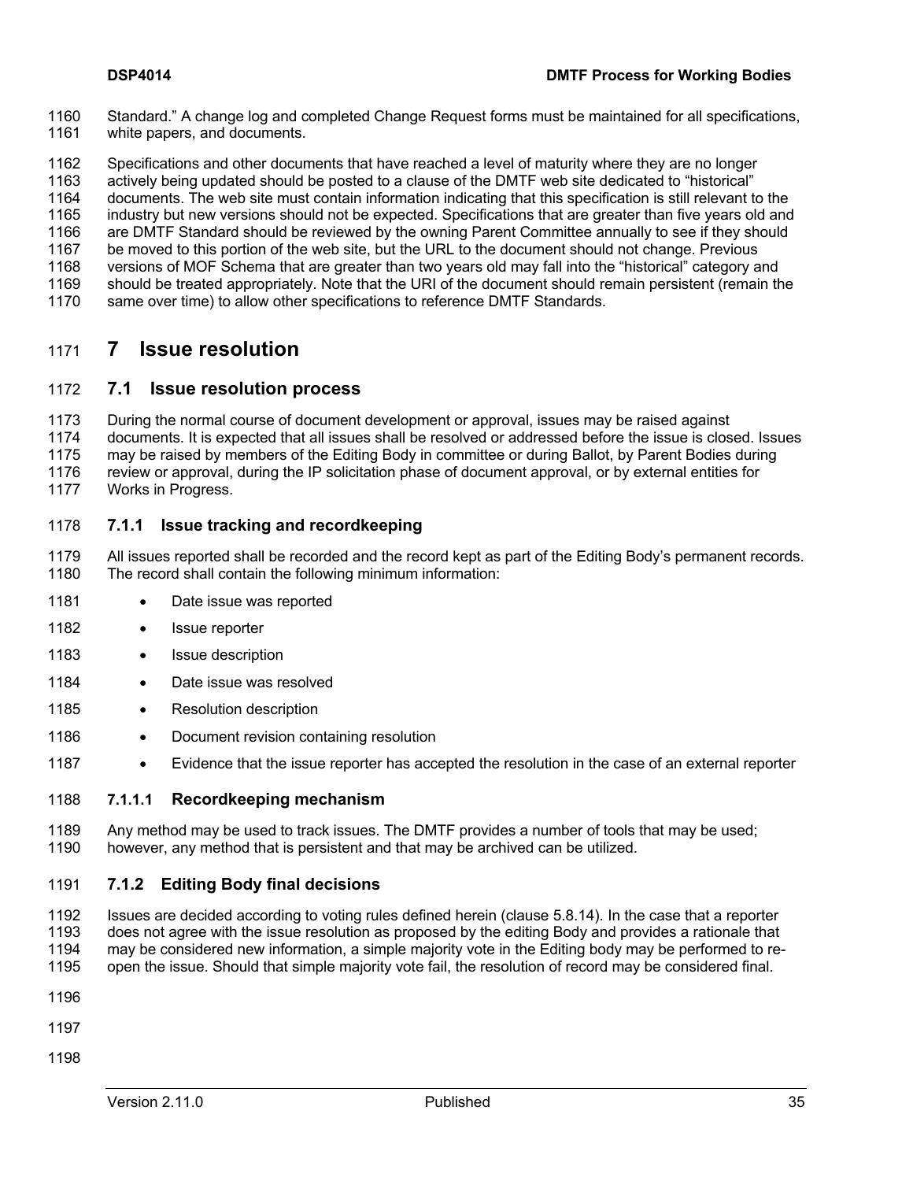Standard." A change log and completed Change Request forms must be maintained for all specifications, white papers, and documents.

Specifications and other documents that have reached a level of maturity where they are no longer actively being updated should be posted to a clause of the DMTF web site dedicated to "historical" documents. The web site must contain information indicating that this specification is still relevant to the industry but new versions should not be expected. Specifications that are greater than five years old and are DMTF Standard should be reviewed by the owning Parent Committee annually to see if they should be moved to this portion of the web site, but the URL to the document should not change. Previous versions of MOF Schema that are greater than two years old may fall into the "historical" category and should be treated appropriately. Note that the URI of the document should remain persistent (remain the same over time) to allow other specifications to reference DMTF Standards.

# 7 Issue resolution

## 7.1 Issue resolution process

During the normal course of document development or approval, issues may be raised against documents. It is expected that all issues shall be resolved or addressed before the issue is closed. Issues may be raised by members of the Editing Body in committee or during Ballot, by Parent Bodies during review or approval, during the IP solicitation phase of document approval, or by external entities for Works in Progress.

### 7.1.1 Issue tracking and recordkeeping

All issues reported shall be recorded and the record kept as part of the Editing Body's permanent records. The record shall contain the following minimum information:

- Date issue was reported
- Issue reporter
- Issue description
- Date issue was resolved
- Resolution description
- Document revision containing resolution
- Evidence that the issue reporter has accepted the resolution in the case of an external reporter

#### 7.1.1.1 Recordkeeping mechanism

Any method may be used to track issues. The DMTF provides a number of tools that may be used; however, any method that is persistent and that may be archived can be utilized.

### 7.1.2 Editing Body final decisions

Issues are decided according to voting rules defined herein (clause 5.8.14). In the case that a reporter does not agree with the issue resolution as proposed by the editing Body and provides a rationale that may be considered new information, a simple majority vote in the Editing body may be performed to re-open the issue. Should that simple majority vote fail, the resolution of record may be considered final.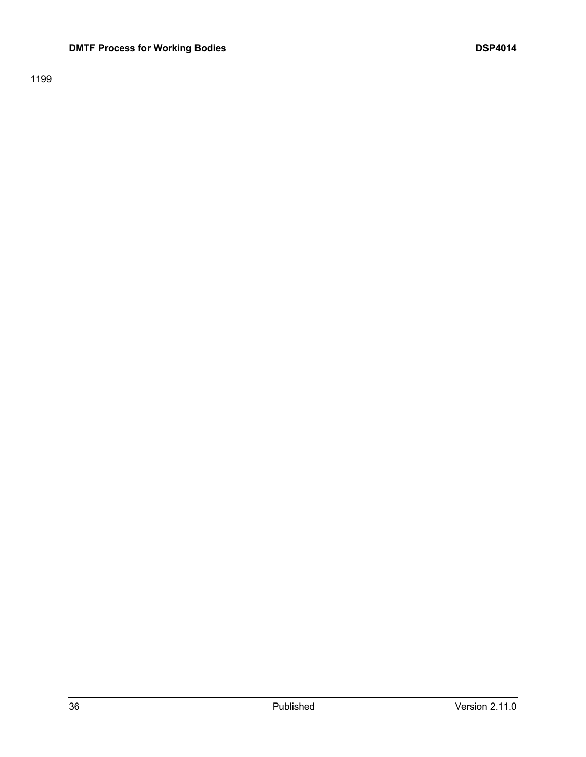1199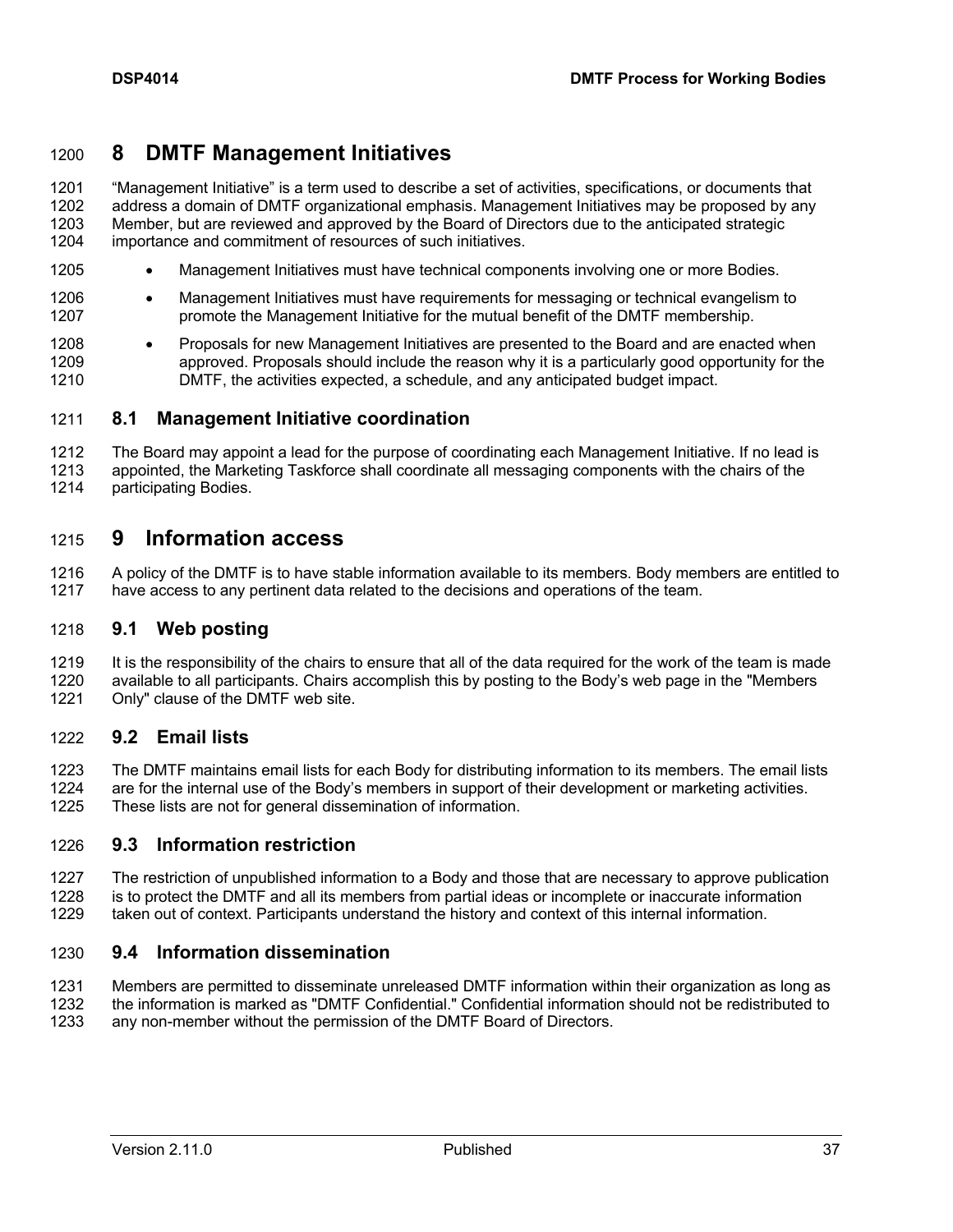# 8 DMTF Management Initiatives

"Management Initiative" is a term used to describe a set of activities, specifications, or documents that address a domain of DMTF organizational emphasis. Management Initiatives may be proposed by any Member, but are reviewed and approved by the Board of Directors due to the anticipated strategic importance and commitment of resources of such initiatives.

- Management Initiatives must have technical components involving one or more Bodies.
- Management Initiatives must have requirements for messaging or technical evangelism to promote the Management Initiative for the mutual benefit of the DMTF membership.
- Proposals for new Management Initiatives are presented to the Board and are enacted when approved. Proposals should include the reason why it is a particularly good opportunity for the DMTF, the activities expected, a schedule, and any anticipated budget impact.

## 8.1 Management Initiative coordination

The Board may appoint a lead for the purpose of coordinating each Management Initiative. If no lead is appointed, the Marketing Taskforce shall coordinate all messaging components with the chairs of the participating Bodies.

# 9 Information access

A policy of the DMTF is to have stable information available to its members. Body members are entitled to have access to any pertinent data related to the decisions and operations of the team.

## 9.1 Web posting

It is the responsibility of the chairs to ensure that all of the data required for the work of the team is made available to all participants. Chairs accomplish this by posting to the Body's web page in the "Members Only" clause of the DMTF web site.

## 9.2 Email lists

The DMTF maintains email lists for each Body for distributing information to its members. The email lists are for the internal use of the Body's members in support of their development or marketing activities. These lists are not for general dissemination of information.

## 9.3 Information restriction

The restriction of unpublished information to a Body and those that are necessary to approve publication is to protect the DMTF and all its members from partial ideas or incomplete or inaccurate information taken out of context. Participants understand the history and context of this internal information.

## 9.4 Information dissemination

Members are permitted to disseminate unreleased DMTF information within their organization as long as the information is marked as "DMTF Confidential." Confidential information should not be redistributed to any non-member without the permission of the DMTF Board of Directors.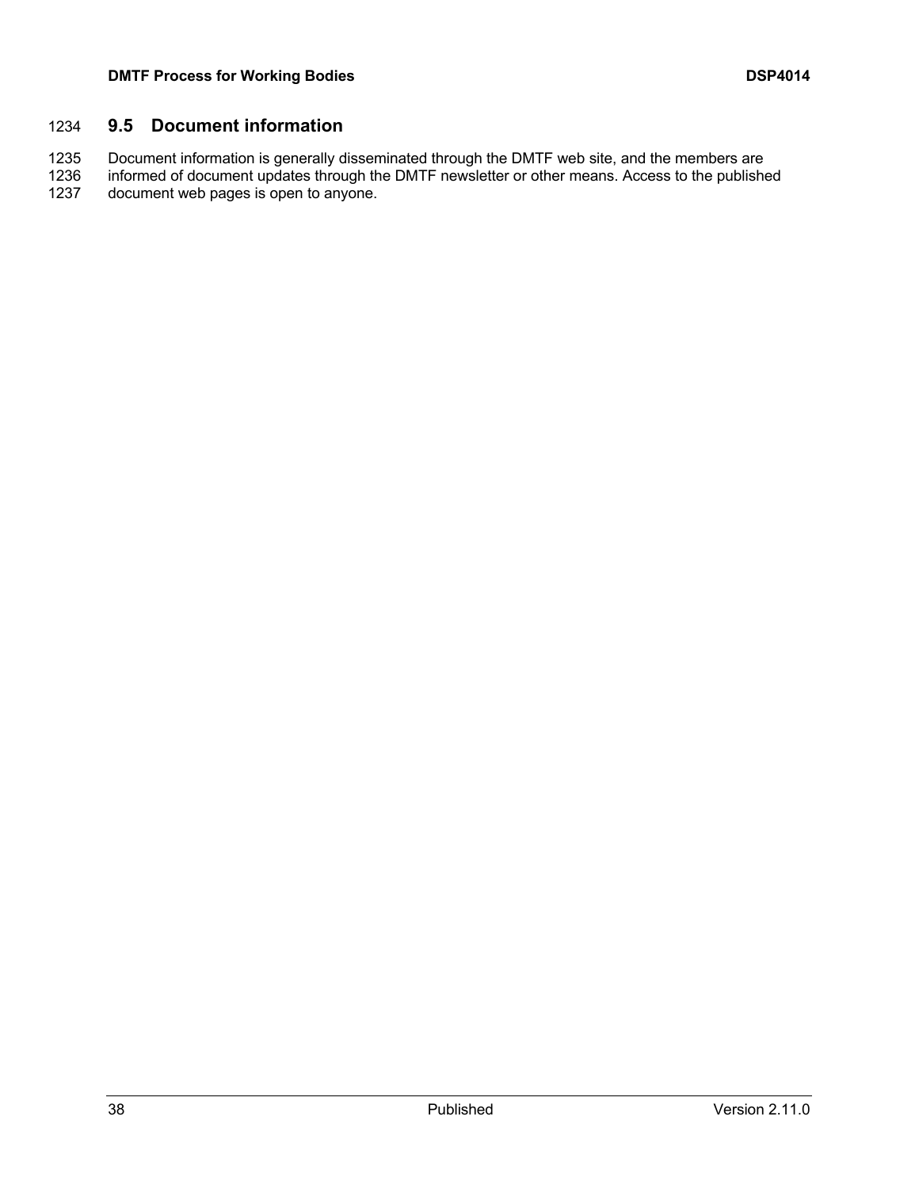## 9.5 Document information

Document information is generally disseminated through the DMTF web site, and the members are informed of document updates through the DMTF newsletter or other means. Access to the published document web pages is open to anyone.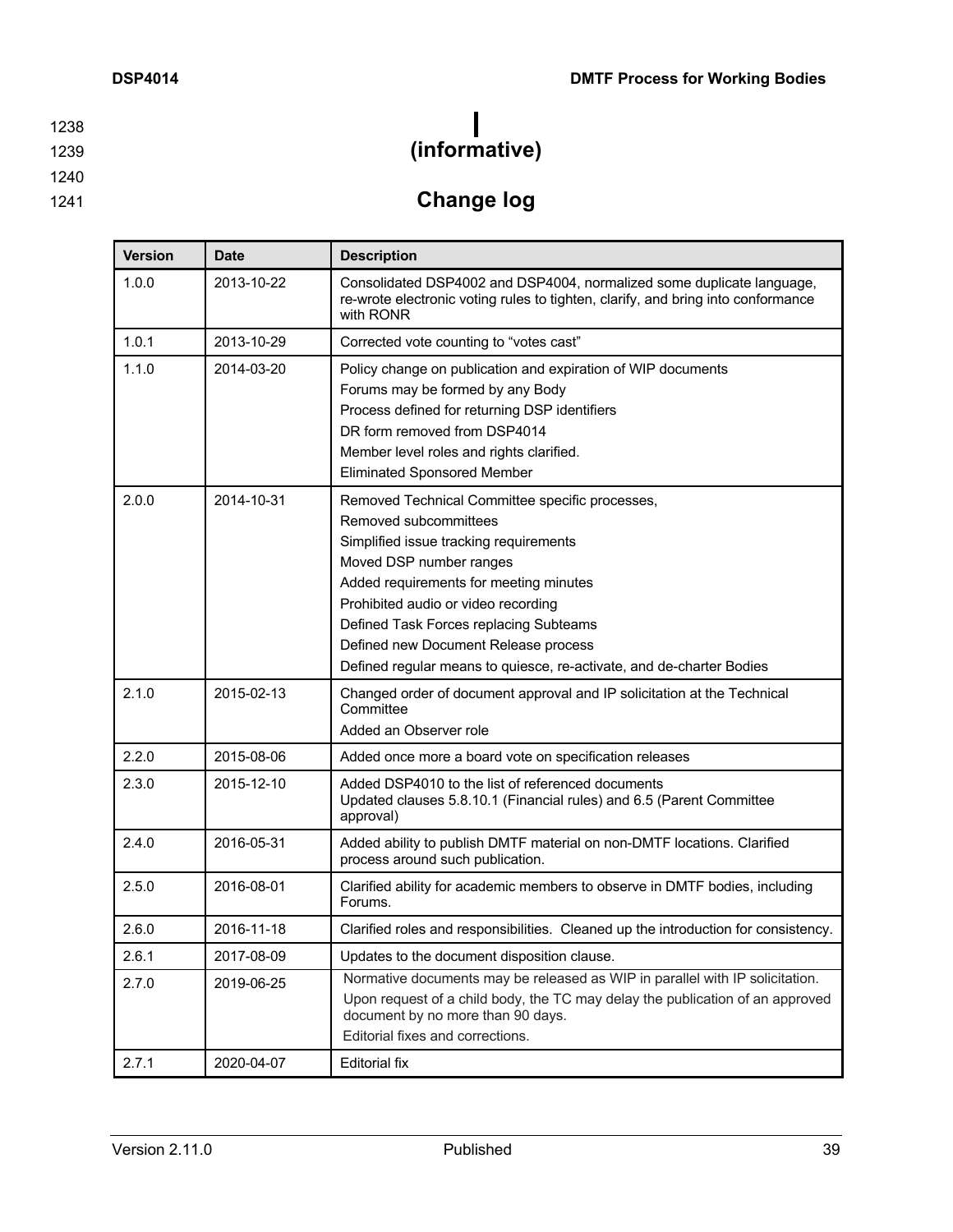# Annex I (informative)

# Change log

| Version | Date | Description |
|---|---|---|
| 1.0.0 | 2013-10-22 | Consolidated DSP4002 and DSP4004, normalized some duplicate language, re-wrote electronic voting rules to tighten, clarify, and bring into conformance with RONR |
| 1.0.1 | 2013-10-29 | Corrected vote counting to “votes cast” |
| 1.1.0 | 2014-03-20 | Policy change on publication and expiration of WIP documents<br>Forums may be formed by any Body<br>Process defined for returning DSP identifiers<br>DR form removed from DSP4014<br>Member level roles and rights clarified.<br>Eliminated Sponsored Member |
| 2.0.0 | 2014-10-31 | Removed Technical Committee specific processes,<br>Removed subcommittees<br>Simplified issue tracking requirements<br>Moved DSP number ranges<br>Added requirements for meeting minutes<br>Prohibited audio or video recording<br>Defined Task Forces replacing Subteams<br>Defined new Document Release process<br>Defined regular means to quiesce, re-activate, and de-charter Bodies |
| 2.1.0 | 2015-02-13 | Changed order of document approval and IP solicitation at the Technical Committee<br>Added an Observer role |
| 2.2.0 | 2015-08-06 | Added once more a board vote on specification releases |
| 2.3.0 | 2015-12-10 | Added DSP4010 to the list of referenced documents<br>Updated clauses 5.8.10.1 (Financial rules) and 6.5 (Parent Committee approval) |
| 2.4.0 | 2016-05-31 | Added ability to publish DMTF material on non-DMTF locations. Clarified process around such publication. |
| 2.5.0 | 2016-08-01 | Clarified ability for academic members to observe in DMTF bodies, including Forums. |
| 2.6.0 | 2016-11-18 | Clarified roles and responsibilities. Cleaned up the introduction for consistency. |
| 2.6.1 | 2017-08-09 | Updates to the document disposition clause. |
| 2.7.0 | 2019-06-25 | Normative documents may be released as WIP in parallel with IP solicitation.<br>Upon request of a child body, the TC may delay the publication of an approved document by no more than 90 days.<br>Editorial fixes and corrections. |
| 2.7.1 | 2020-04-07 | Editorial fix |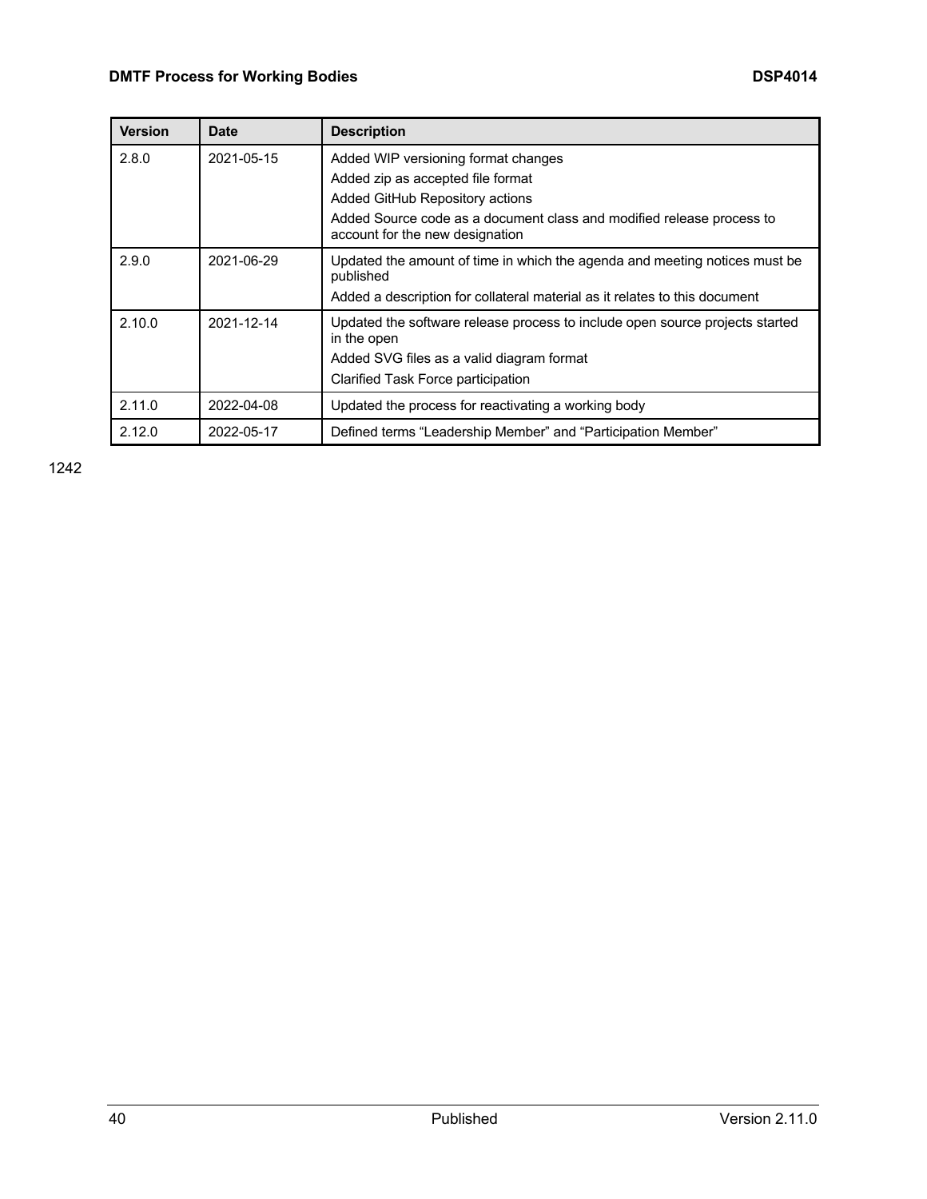| Version | Date | Description |
|---|---|---|
| 2.8.0 | 2021-05-15 | Added WIP versioning format changes<br>Added zip as accepted file format<br>Added GitHub Repository actions<br>Added Source code as a document class and modified release process to account for the new designation |
| 2.9.0 | 2021-06-29 | Updated the amount of time in which the agenda and meeting notices must be published<br>Added a description for collateral material as it relates to this document |
| 2.10.0 | 2021-12-14 | Updated the software release process to include open source projects started in the open<br>Added SVG files as a valid diagram format<br>Clarified Task Force participation |
| 2.11.0 | 2022-04-08 | Updated the process for reactivating a working body |
| 2.12.0 | 2022-05-17 | Defined terms "Leadership Member" and "Participation Member" |

1242